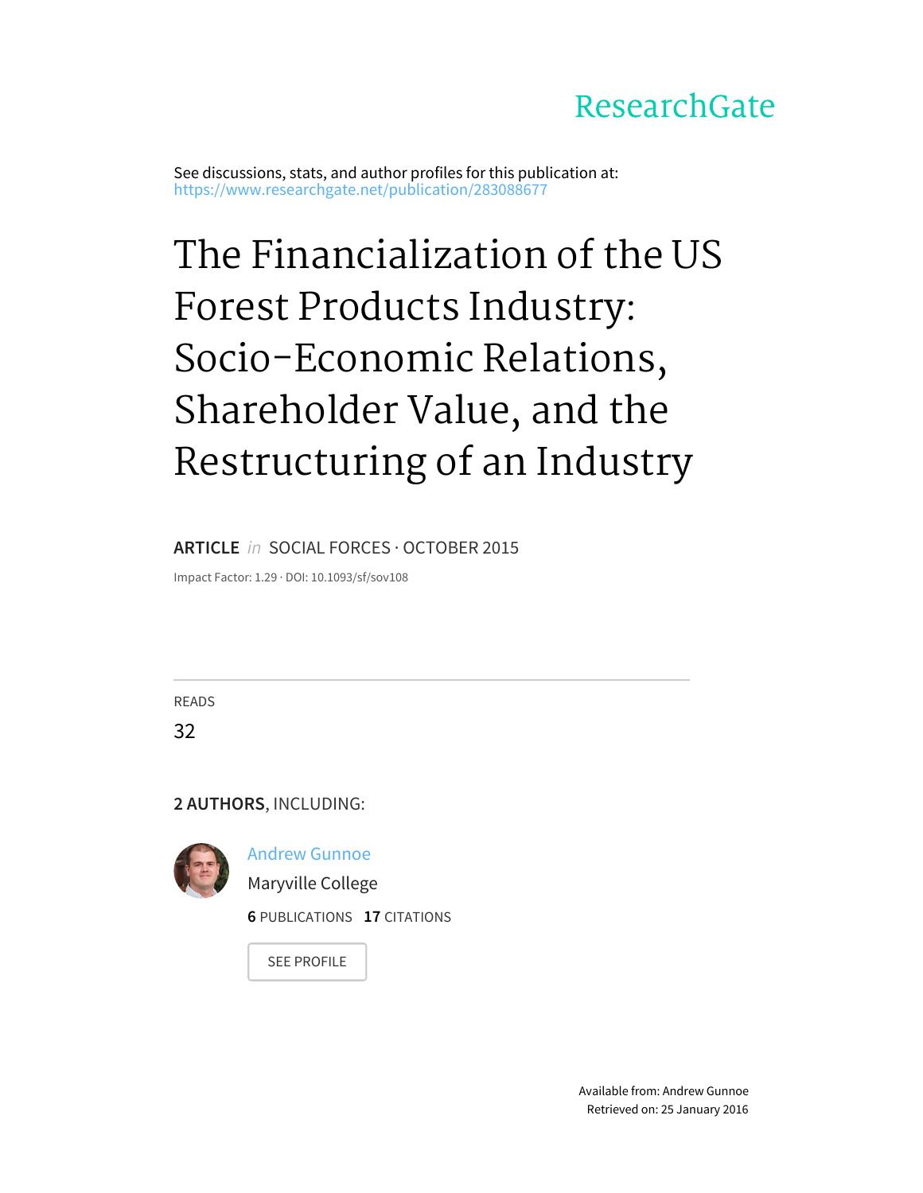ResearchGate

See discussions, stats, and author profiles for this publication at: https://www.researchgate.net/publication/283088677

# The Financialization of the US Forest Products Industry: Socio-Economic Relations, Shareholder Value, and the Restructuring of an Industry

**ARTICLE** *in* SOCIAL FORCES · OCTOBER 2015

Impact Factor: 1.29 · DOI: 10.1093/sf/sov108

READS

32

**2 AUTHORS**, INCLUDING:

Andrew Gunnoe

Maryville College

**6** PUBLICATIONS **17** CITATIONS

SEE PROFILE

Available from: Andrew Gunnoe

Retrieved on: 25 January 2016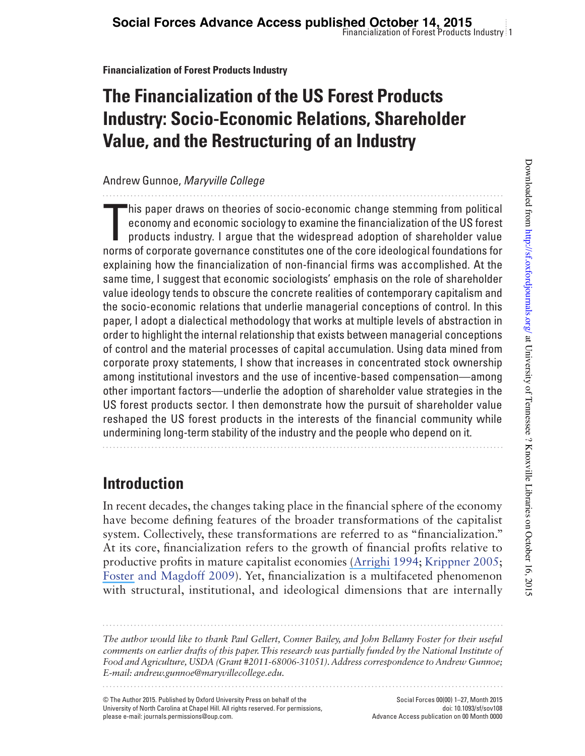**Financialization of Forest Products Industry**

# The Financialization of the US Forest Products Industry: Socio-Economic Relations, Shareholder Value, and the Restructuring of an Industry

Andrew Gunnoe, *Maryville College*

This paper draws on theories of socio-economic change stemming from political economy and economic sociology to examine the financialization of the US forest products industry. I argue that the widespread adoption of shareholder value norms of corporate governance constitutes one of the core ideological foundations for explaining how the financialization of non-financial firms was accomplished. At the same time, I suggest that economic sociologists' emphasis on the role of shareholder value ideology tends to obscure the concrete realities of contemporary capitalism and the socio-economic relations that underlie managerial conceptions of control. In this paper, I adopt a dialectical methodology that works at multiple levels of abstraction in order to highlight the internal relationship that exists between managerial conceptions of control and the material processes of capital accumulation. Using data mined from corporate proxy statements, I show that increases in concentrated stock ownership among institutional investors and the use of incentive-based compensation—among other important factors—underlie the adoption of shareholder value strategies in the US forest products sector. I then demonstrate how the pursuit of shareholder value reshaped the US forest products in the interests of the financial community while undermining long-term stability of the industry and the people who depend on it.

## Introduction

In recent decades, the changes taking place in the financial sphere of the economy have become defining features of the broader transformations of the capitalist system. Collectively, these transformations are referred to as "financialization." At its core, financialization refers to the growth of financial profits relative to productive profits in mature capitalist economies (Arrighi 1994; Krippner 2005; Foster and Magdoff 2009). Yet, financialization is a multifaceted phenomenon with structural, institutional, and ideological dimensions that are internally

*The author would like to thank Paul Gellert, Conner Bailey, and John Bellamy Foster for their useful comments on earlier drafts of this paper. This research was partially funded by the National Institute of Food and Agriculture, USDA (Grant #2011-68006-31051). Address correspondence to Andrew Gunnoe; E-mail: andrew.gunnoe@maryvillecollege.edu.*

© The Author 2015. Published by Oxford University Press on behalf of the University of North Carolina at Chapel Hill. All rights reserved. For permissions, please e-mail: journals.permissions@oup.com.

Social Forces 00(00) 1–27, Month 2015
doi: 10.1093/sf/sov108
Advance Access publication on 00 Month 0000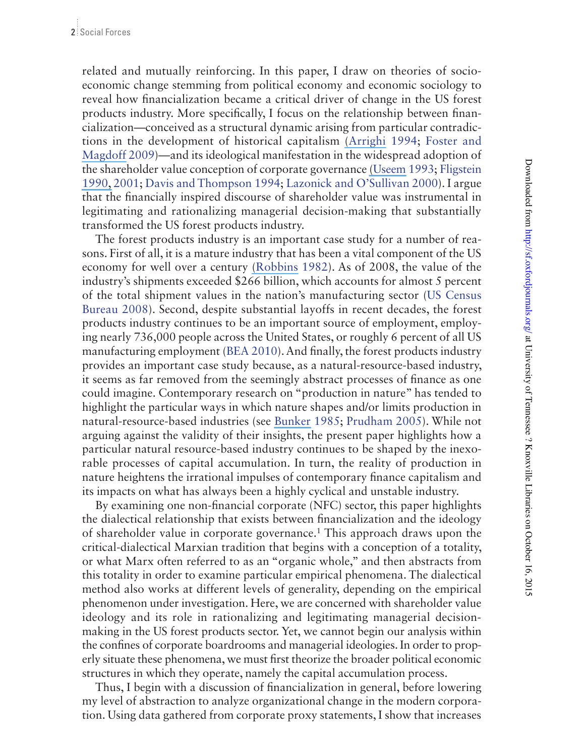related and mutually reinforcing. In this paper, I draw on theories of socio-economic change stemming from political economy and economic sociology to reveal how financialization became a critical driver of change in the US forest products industry. More specifically, I focus on the relationship between financialization—conceived as a structural dynamic arising from particular contradictions in the development of historical capitalism (Arrighi 1994; Foster and Magdoff 2009)—and its ideological manifestation in the widespread adoption of the shareholder value conception of corporate governance (Useem 1993; Fligstein 1990, 2001; Davis and Thompson 1994; Lazonick and O'Sullivan 2000). I argue that the financially inspired discourse of shareholder value was instrumental in legitimating and rationalizing managerial decision-making that substantially transformed the US forest products industry.

The forest products industry is an important case study for a number of reasons. First of all, it is a mature industry that has been a vital component of the US economy for well over a century (Robbins 1982). As of 2008, the value of the industry's shipments exceeded $266 billion, which accounts for almost 5 percent of the total shipment values in the nation's manufacturing sector (US Census Bureau 2008). Second, despite substantial layoffs in recent decades, the forest products industry continues to be an important source of employment, employing nearly 736,000 people across the United States, or roughly 6 percent of all US manufacturing employment (BEA 2010). And finally, the forest products industry provides an important case study because, as a natural-resource-based industry, it seems as far removed from the seemingly abstract processes of finance as one could imagine. Contemporary research on "production in nature" has tended to highlight the particular ways in which nature shapes and/or limits production in natural-resource-based industries (see Bunker 1985; Prudham 2005). While not arguing against the validity of their insights, the present paper highlights how a particular natural resource-based industry continues to be shaped by the inexorable processes of capital accumulation. In turn, the reality of production in nature heightens the irrational impulses of contemporary finance capitalism and its impacts on what has always been a highly cyclical and unstable industry.

By examining one non-financial corporate (NFC) sector, this paper highlights the dialectical relationship that exists between financialization and the ideology of shareholder value in corporate governance.[1] This approach draws upon the critical-dialectical Marxian tradition that begins with a conception of a totality, or what Marx often referred to as an "organic whole," and then abstracts from this totality in order to examine particular empirical phenomena. The dialectical method also works at different levels of generality, depending on the empirical phenomenon under investigation. Here, we are concerned with shareholder value ideology and its role in rationalizing and legitimating managerial decision-making in the US forest products sector. Yet, we cannot begin our analysis within the confines of corporate boardrooms and managerial ideologies. In order to properly situate these phenomena, we must first theorize the broader political economic structures in which they operate, namely the capital accumulation process.

Thus, I begin with a discussion of financialization in general, before lowering my level of abstraction to analyze organizational change in the modern corporation. Using data gathered from corporate proxy statements, I show that increases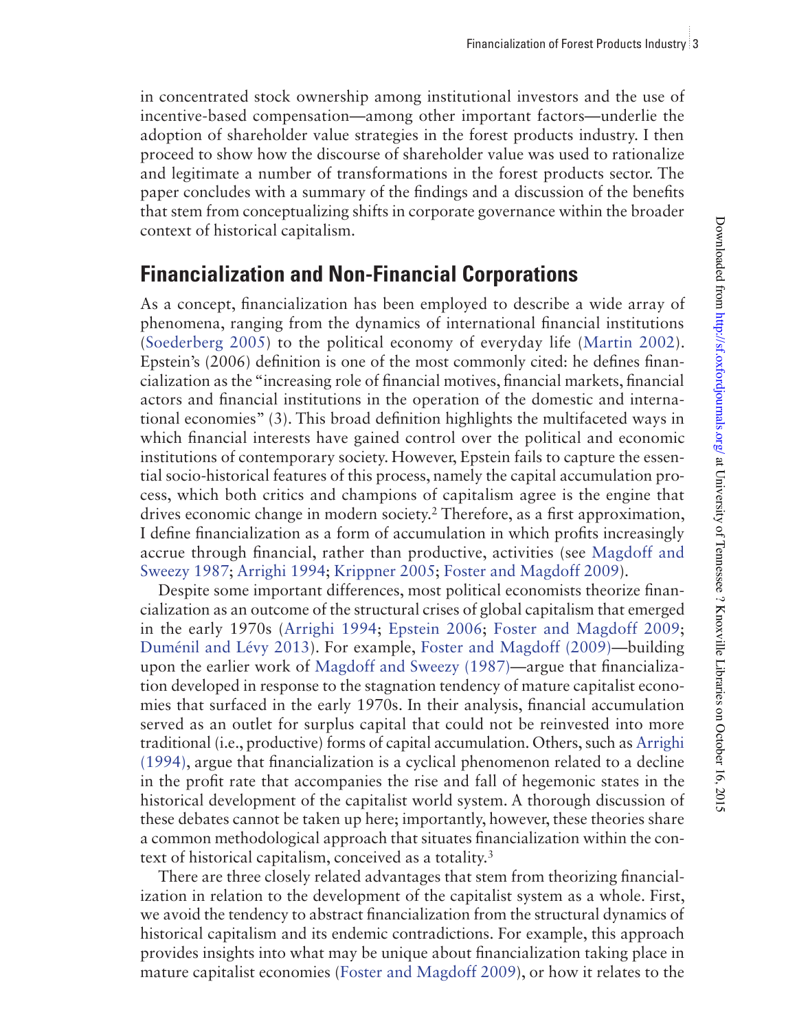in concentrated stock ownership among institutional investors and the use of incentive-based compensation—among other important factors—underlie the adoption of shareholder value strategies in the forest products industry. I then proceed to show how the discourse of shareholder value was used to rationalize and legitimate a number of transformations in the forest products sector. The paper concludes with a summary of the findings and a discussion of the benefits that stem from conceptualizing shifts in corporate governance within the broader context of historical capitalism.

## Financialization and Non-Financial Corporations

As a concept, financialization has been employed to describe a wide array of phenomena, ranging from the dynamics of international financial institutions (Soederberg 2005) to the political economy of everyday life (Martin 2002). Epstein's (2006) definition is one of the most commonly cited: he defines financialization as the "increasing role of financial motives, financial markets, financial actors and financial institutions in the operation of the domestic and international economies" (3). This broad definition highlights the multifaceted ways in which financial interests have gained control over the political and economic institutions of contemporary society. However, Epstein fails to capture the essential socio-historical features of this process, namely the capital accumulation process, which both critics and champions of capitalism agree is the engine that drives economic change in modern society.[2] Therefore, as a first approximation, I define financialization as a form of accumulation in which profits increasingly accrue through financial, rather than productive, activities (see Magdoff and Sweezy 1987; Arrighi 1994; Krippner 2005; Foster and Magdoff 2009).

Despite some important differences, most political economists theorize financialization as an outcome of the structural crises of global capitalism that emerged in the early 1970s (Arrighi 1994; Epstein 2006; Foster and Magdoff 2009; Duménil and Lévy 2013). For example, Foster and Magdoff (2009)—building upon the earlier work of Magdoff and Sweezy (1987)—argue that financialization developed in response to the stagnation tendency of mature capitalist economies that surfaced in the early 1970s. In their analysis, financial accumulation served as an outlet for surplus capital that could not be reinvested into more traditional (i.e., productive) forms of capital accumulation. Others, such as Arrighi (1994), argue that financialization is a cyclical phenomenon related to a decline in the profit rate that accompanies the rise and fall of hegemonic states in the historical development of the capitalist world system. A thorough discussion of these debates cannot be taken up here; importantly, however, these theories share a common methodological approach that situates financialization within the context of historical capitalism, conceived as a totality.[3]

There are three closely related advantages that stem from theorizing financialization in relation to the development of the capitalist system as a whole. First, we avoid the tendency to abstract financialization from the structural dynamics of historical capitalism and its endemic contradictions. For example, this approach provides insights into what may be unique about financialization taking place in mature capitalist economies (Foster and Magdoff 2009), or how it relates to the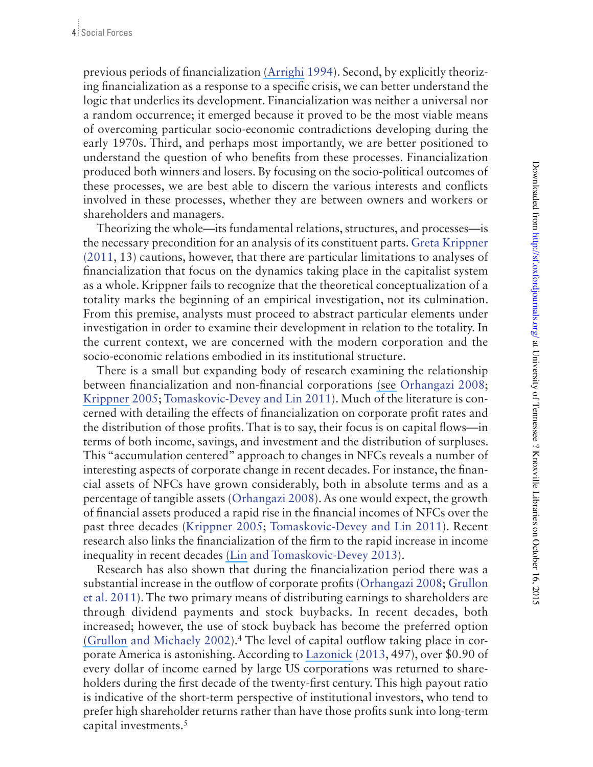previous periods of financialization (Arrighi 1994). Second, by explicitly theorizing financialization as a response to a specific crisis, we can better understand the logic that underlies its development. Financialization was neither a universal nor a random occurrence; it emerged because it proved to be the most viable means of overcoming particular socio-economic contradictions developing during the early 1970s. Third, and perhaps most importantly, we are better positioned to understand the question of who benefits from these processes. Financialization produced both winners and losers. By focusing on the socio-political outcomes of these processes, we are best able to discern the various interests and conflicts involved in these processes, whether they are between owners and workers or shareholders and managers.

Theorizing the whole—its fundamental relations, structures, and processes—is the necessary precondition for an analysis of its constituent parts. Greta Krippner (2011, 13) cautions, however, that there are particular limitations to analyses of financialization that focus on the dynamics taking place in the capitalist system as a whole. Krippner fails to recognize that the theoretical conceptualization of a totality marks the beginning of an empirical investigation, not its culmination. From this premise, analysts must proceed to abstract particular elements under investigation in order to examine their development in relation to the totality. In the current context, we are concerned with the modern corporation and the socio-economic relations embodied in its institutional structure.

There is a small but expanding body of research examining the relationship between financialization and non-financial corporations (see Orhangazi 2008; Krippner 2005; Tomaskovic-Devey and Lin 2011). Much of the literature is concerned with detailing the effects of financialization on corporate profit rates and the distribution of those profits. That is to say, their focus is on capital flows—in terms of both income, savings, and investment and the distribution of surpluses. This "accumulation centered" approach to changes in NFCs reveals a number of interesting aspects of corporate change in recent decades. For instance, the financial assets of NFCs have grown considerably, both in absolute terms and as a percentage of tangible assets (Orhangazi 2008). As one would expect, the growth of financial assets produced a rapid rise in the financial incomes of NFCs over the past three decades (Krippner 2005; Tomaskovic-Devey and Lin 2011). Recent research also links the financialization of the firm to the rapid increase in income inequality in recent decades (Lin and Tomaskovic-Devey 2013).

Research has also shown that during the financialization period there was a substantial increase in the outflow of corporate profits (Orhangazi 2008; Grullon et al. 2011). The two primary means of distributing earnings to shareholders are through dividend payments and stock buybacks. In recent decades, both increased; however, the use of stock buyback has become the preferred option (Grullon and Michaely 2002).[4] The level of capital outflow taking place in corporate America is astonishing. According to Lazonick (2013, 497), over $0.90 of every dollar of income earned by large US corporations was returned to shareholders during the first decade of the twenty-first century. This high payout ratio is indicative of the short-term perspective of institutional investors, who tend to prefer high shareholder returns rather than have those profits sunk into long-term capital investments.[5]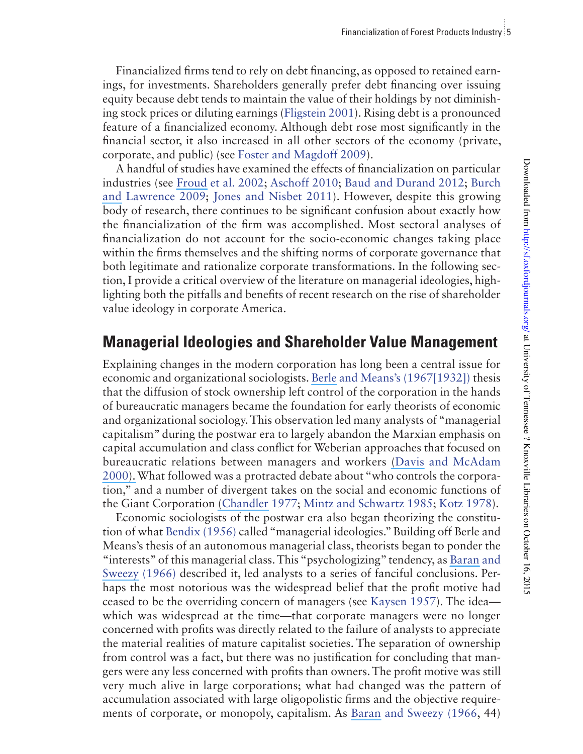Financialized firms tend to rely on debt financing, as opposed to retained earnings, for investments. Shareholders generally prefer debt financing over issuing equity because debt tends to maintain the value of their holdings by not diminishing stock prices or diluting earnings (Fligstein 2001). Rising debt is a pronounced feature of a financialized economy. Although debt rose most significantly in the financial sector, it also increased in all other sectors of the economy (private, corporate, and public) (see Foster and Magdoff 2009).

A handful of studies have examined the effects of financialization on particular industries (see Froud et al. 2002; Aschoff 2010; Baud and Durand 2012; Burch and Lawrence 2009; Jones and Nisbet 2011). However, despite this growing body of research, there continues to be significant confusion about exactly how the financialization of the firm was accomplished. Most sectoral analyses of financialization do not account for the socio-economic changes taking place within the firms themselves and the shifting norms of corporate governance that both legitimate and rationalize corporate transformations. In the following section, I provide a critical overview of the literature on managerial ideologies, highlighting both the pitfalls and benefits of recent research on the rise of shareholder value ideology in corporate America.

## Managerial Ideologies and Shareholder Value Management

Explaining changes in the modern corporation has long been a central issue for economic and organizational sociologists. Berle and Means's (1967[1932]) thesis that the diffusion of stock ownership left control of the corporation in the hands of bureaucratic managers became the foundation for early theorists of economic and organizational sociology. This observation led many analysts of "managerial capitalism" during the postwar era to largely abandon the Marxian emphasis on capital accumulation and class conflict for Weberian approaches that focused on bureaucratic relations between managers and workers (Davis and McAdam 2000). What followed was a protracted debate about "who controls the corporation," and a number of divergent takes on the social and economic functions of the Giant Corporation (Chandler 1977; Mintz and Schwartz 1985; Kotz 1978).

Economic sociologists of the postwar era also began theorizing the constitution of what Bendix (1956) called "managerial ideologies." Building off Berle and Means's thesis of an autonomous managerial class, theorists began to ponder the "interests" of this managerial class. This "psychologizing" tendency, as Baran and Sweezy (1966) described it, led analysts to a series of fanciful conclusions. Perhaps the most notorious was the widespread belief that the profit motive had ceased to be the overriding concern of managers (see Kaysen 1957). The idea—which was widespread at the time—that corporate managers were no longer concerned with profits was directly related to the failure of analysts to appreciate the material realities of mature capitalist societies. The separation of ownership from control was a fact, but there was no justification for concluding that mangers were any less concerned with profits than owners. The profit motive was still very much alive in large corporations; what had changed was the pattern of accumulation associated with large oligopolistic firms and the objective requirements of corporate, or monopoly, capitalism. As Baran and Sweezy (1966, 44)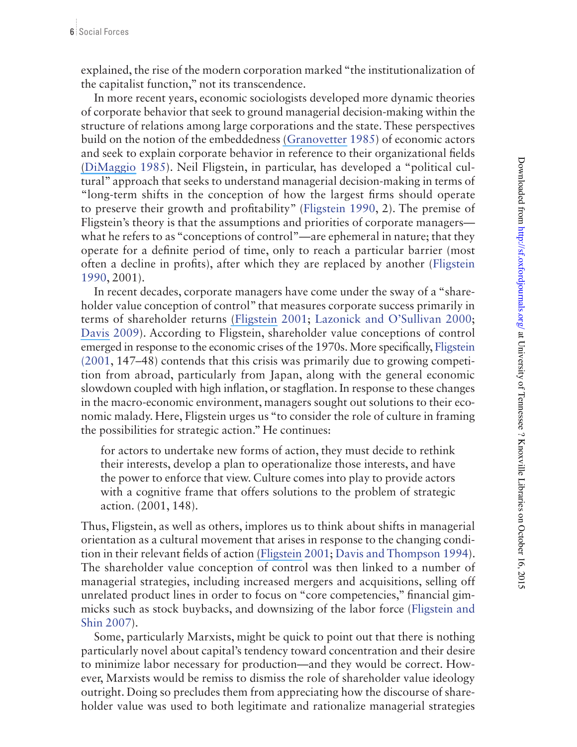explained, the rise of the modern corporation marked "the institutionalization of the capitalist function," not its transcendence.

In more recent years, economic sociologists developed more dynamic theories of corporate behavior that seek to ground managerial decision-making within the structure of relations among large corporations and the state. These perspectives build on the notion of the embeddedness (Granovetter 1985) of economic actors and seek to explain corporate behavior in reference to their organizational fields (DiMaggio 1985). Neil Fligstein, in particular, has developed a "political cultural" approach that seeks to understand managerial decision-making in terms of "long-term shifts in the conception of how the largest firms should operate to preserve their growth and profitability" (Fligstein 1990, 2). The premise of Fligstein's theory is that the assumptions and priorities of corporate managers—what he refers to as "conceptions of control"—are ephemeral in nature; that they operate for a definite period of time, only to reach a particular barrier (most often a decline in profits), after which they are replaced by another (Fligstein 1990, 2001).

In recent decades, corporate managers have come under the sway of a "shareholder value conception of control" that measures corporate success primarily in terms of shareholder returns (Fligstein 2001; Lazonick and O'Sullivan 2000; Davis 2009). According to Fligstein, shareholder value conceptions of control emerged in response to the economic crises of the 1970s. More specifically, Fligstein (2001, 147–48) contends that this crisis was primarily due to growing competition from abroad, particularly from Japan, along with the general economic slowdown coupled with high inflation, or stagflation. In response to these changes in the macro-economic environment, managers sought out solutions to their economic malady. Here, Fligstein urges us "to consider the role of culture in framing the possibilities for strategic action." He continues:

> for actors to undertake new forms of action, they must decide to rethink their interests, develop a plan to operationalize those interests, and have the power to enforce that view. Culture comes into play to provide actors with a cognitive frame that offers solutions to the problem of strategic action. (2001, 148).

Thus, Fligstein, as well as others, implores us to think about shifts in managerial orientation as a cultural movement that arises in response to the changing condition in their relevant fields of action (Fligstein 2001; Davis and Thompson 1994). The shareholder value conception of control was then linked to a number of managerial strategies, including increased mergers and acquisitions, selling off unrelated product lines in order to focus on "core competencies," financial gimmicks such as stock buybacks, and downsizing of the labor force (Fligstein and Shin 2007).

Some, particularly Marxists, might be quick to point out that there is nothing particularly novel about capital's tendency toward concentration and their desire to minimize labor necessary for production—and they would be correct. However, Marxists would be remiss to dismiss the role of shareholder value ideology outright. Doing so precludes them from appreciating how the discourse of shareholder value was used to both legitimate and rationalize managerial strategies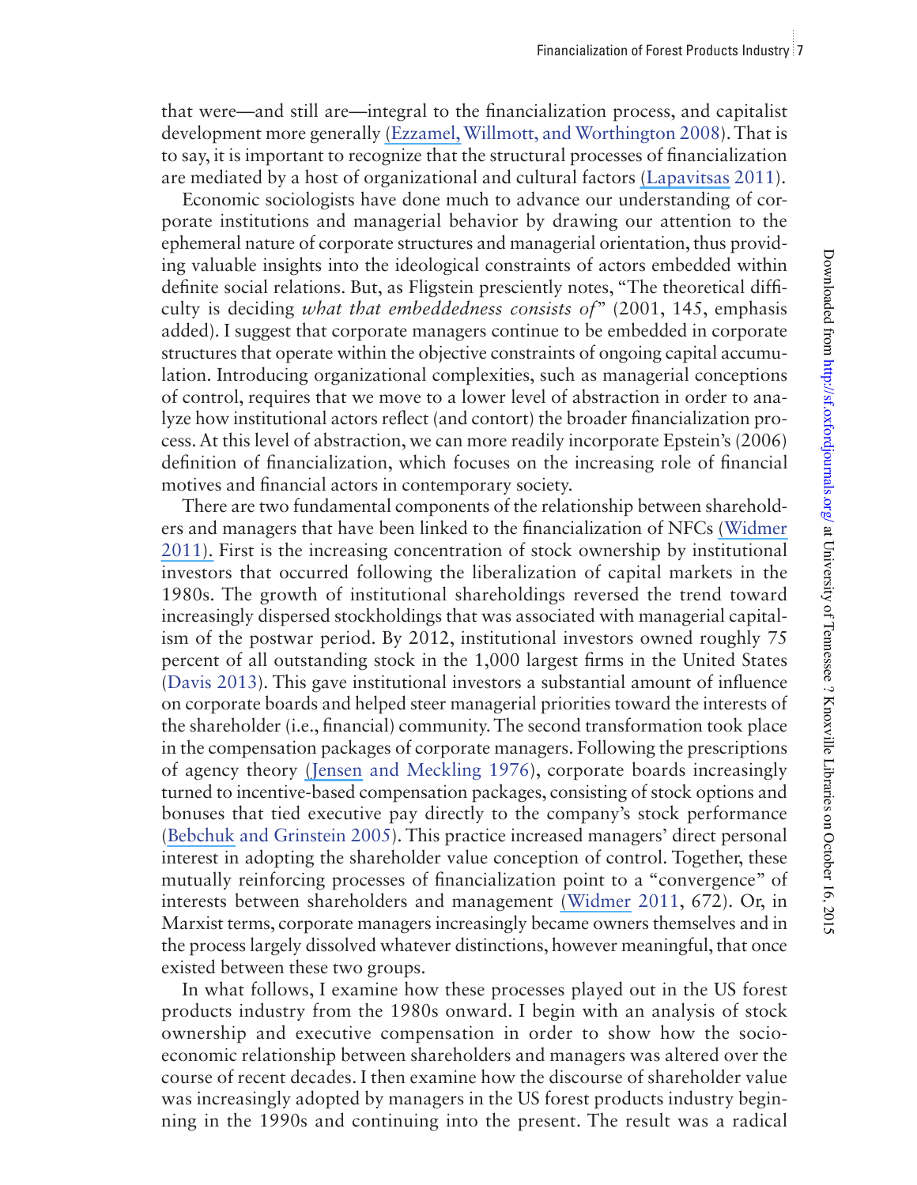that were—and still are—integral to the financialization process, and capitalist development more generally (Ezzamel, Willmott, and Worthington 2008). That is to say, it is important to recognize that the structural processes of financialization are mediated by a host of organizational and cultural factors (Lapavitsas 2011).

Economic sociologists have done much to advance our understanding of corporate institutions and managerial behavior by drawing our attention to the ephemeral nature of corporate structures and managerial orientation, thus providing valuable insights into the ideological constraints of actors embedded within definite social relations. But, as Fligstein presciently notes, "The theoretical difficulty is deciding *what that embeddedness consists of*" (2001, 145, emphasis added). I suggest that corporate managers continue to be embedded in corporate structures that operate within the objective constraints of ongoing capital accumulation. Introducing organizational complexities, such as managerial conceptions of control, requires that we move to a lower level of abstraction in order to analyze how institutional actors reflect (and contort) the broader financialization process. At this level of abstraction, we can more readily incorporate Epstein's (2006) definition of financialization, which focuses on the increasing role of financial motives and financial actors in contemporary society.

There are two fundamental components of the relationship between shareholders and managers that have been linked to the financialization of NFCs (Widmer 2011). First is the increasing concentration of stock ownership by institutional investors that occurred following the liberalization of capital markets in the 1980s. The growth of institutional shareholdings reversed the trend toward increasingly dispersed stockholdings that was associated with managerial capitalism of the postwar period. By 2012, institutional investors owned roughly 75 percent of all outstanding stock in the 1,000 largest firms in the United States (Davis 2013). This gave institutional investors a substantial amount of influence on corporate boards and helped steer managerial priorities toward the interests of the shareholder (i.e., financial) community. The second transformation took place in the compensation packages of corporate managers. Following the prescriptions of agency theory (Jensen and Meckling 1976), corporate boards increasingly turned to incentive-based compensation packages, consisting of stock options and bonuses that tied executive pay directly to the company's stock performance (Bebchuk and Grinstein 2005). This practice increased managers' direct personal interest in adopting the shareholder value conception of control. Together, these mutually reinforcing processes of financialization point to a "convergence" of interests between shareholders and management (Widmer 2011, 672). Or, in Marxist terms, corporate managers increasingly became owners themselves and in the process largely dissolved whatever distinctions, however meaningful, that once existed between these two groups.

In what follows, I examine how these processes played out in the US forest products industry from the 1980s onward. I begin with an analysis of stock ownership and executive compensation in order to show how the socio-economic relationship between shareholders and managers was altered over the course of recent decades. I then examine how the discourse of shareholder value was increasingly adopted by managers in the US forest products industry beginning in the 1990s and continuing into the present. The result was a radical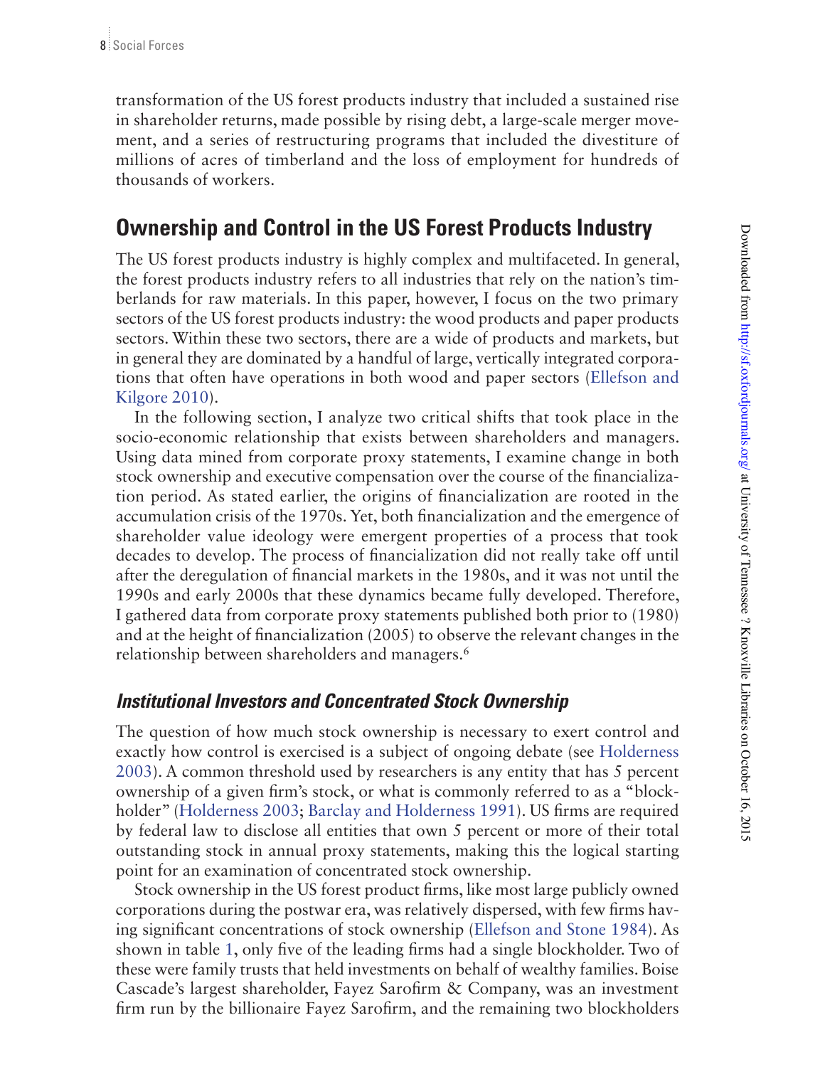transformation of the US forest products industry that included a sustained rise in shareholder returns, made possible by rising debt, a large-scale merger movement, and a series of restructuring programs that included the divestiture of millions of acres of timberland and the loss of employment for hundreds of thousands of workers.

## Ownership and Control in the US Forest Products Industry

The US forest products industry is highly complex and multifaceted. In general, the forest products industry refers to all industries that rely on the nation's timberlands for raw materials. In this paper, however, I focus on the two primary sectors of the US forest products industry: the wood products and paper products sectors. Within these two sectors, there are a wide of products and markets, but in general they are dominated by a handful of large, vertically integrated corporations that often have operations in both wood and paper sectors (Ellefson and Kilgore 2010).

In the following section, I analyze two critical shifts that took place in the socio-economic relationship that exists between shareholders and managers. Using data mined from corporate proxy statements, I examine change in both stock ownership and executive compensation over the course of the financialization period. As stated earlier, the origins of financialization are rooted in the accumulation crisis of the 1970s. Yet, both financialization and the emergence of shareholder value ideology were emergent properties of a process that took decades to develop. The process of financialization did not really take off until after the deregulation of financial markets in the 1980s, and it was not until the 1990s and early 2000s that these dynamics became fully developed. Therefore, I gathered data from corporate proxy statements published both prior to (1980) and at the height of financialization (2005) to observe the relevant changes in the relationship between shareholders and managers.[6]

### *Institutional Investors and Concentrated Stock Ownership*

The question of how much stock ownership is necessary to exert control and exactly how control is exercised is a subject of ongoing debate (see Holderness 2003). A common threshold used by researchers is any entity that has 5 percent ownership of a given firm's stock, or what is commonly referred to as a "blockholder" (Holderness 2003; Barclay and Holderness 1991). US firms are required by federal law to disclose all entities that own 5 percent or more of their total outstanding stock in annual proxy statements, making this the logical starting point for an examination of concentrated stock ownership.

Stock ownership in the US forest product firms, like most large publicly owned corporations during the postwar era, was relatively dispersed, with few firms having significant concentrations of stock ownership (Ellefson and Stone 1984). As shown in table 1, only five of the leading firms had a single blockholder. Two of these were family trusts that held investments on behalf of wealthy families. Boise Cascade's largest shareholder, Fayez Sarofirm & Company, was an investment firm run by the billionaire Fayez Sarofirm, and the remaining two blockholders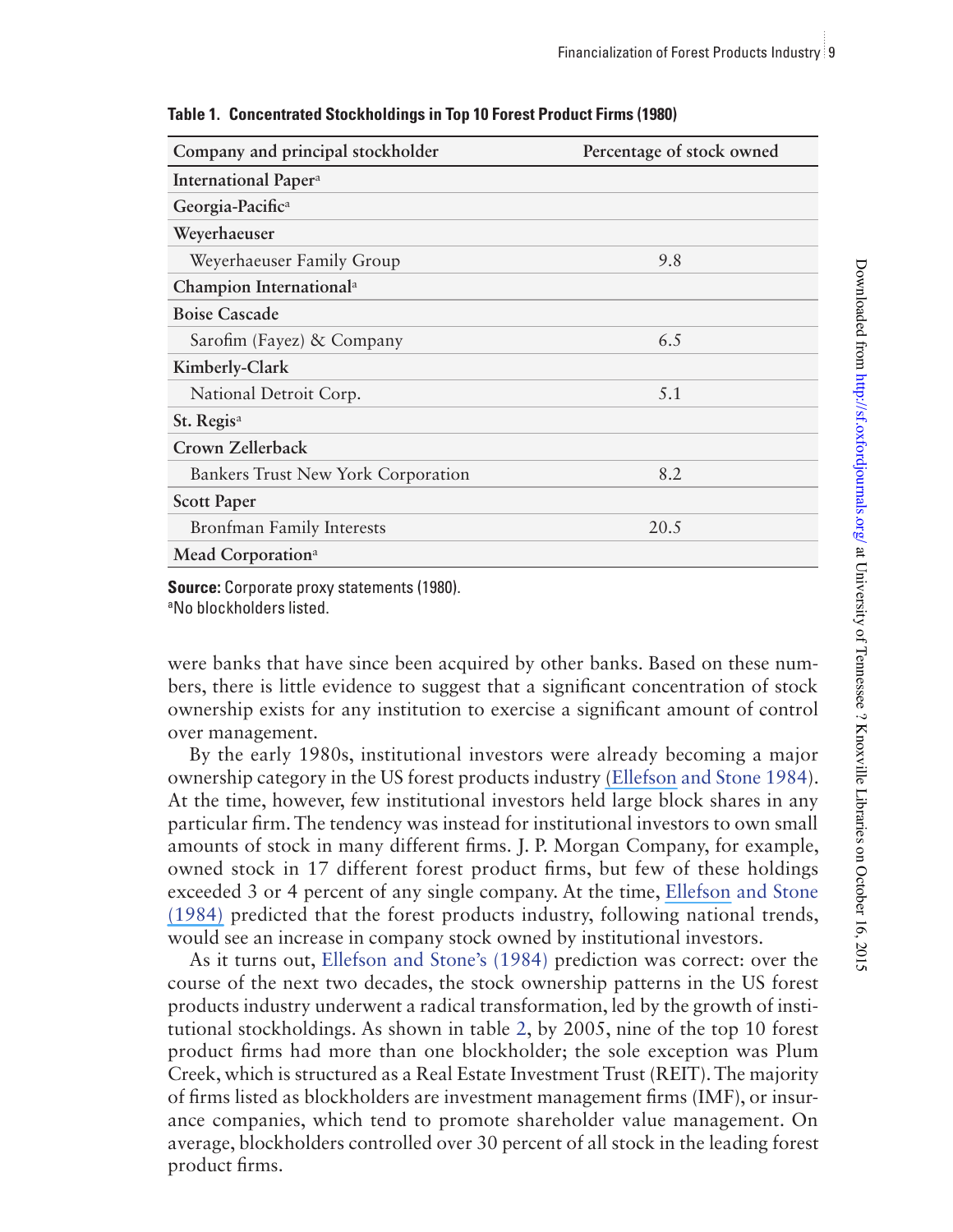**Table 1. Concentrated Stockholdings in Top 10 Forest Product Firms (1980)**

| Company and principal stockholder | Percentage of stock owned |
|---|---|
| **International Paper**[a] | |
| **Georgia-Pacific**[a] | |
| **Weyerhaeuser** | |
| Weyerhaeuser Family Group | 9.8 |
| **Champion International**[a] | |
| **Boise Cascade** | |
| Sarofim (Fayez) & Company | 6.5 |
| **Kimberly-Clark** | |
| National Detroit Corp. | 5.1 |
| **St. Regis**[a] | |
| **Crown Zellerback** | |
| Bankers Trust New York Corporation | 8.2 |
| **Scott Paper** | |
| Bronfman Family Interests | 20.5 |
| **Mead Corporation**[a] | |

**Source:** Corporate proxy statements (1980).
[a]No blockholders listed.

were banks that have since been acquired by other banks. Based on these numbers, there is little evidence to suggest that a significant concentration of stock ownership exists for any institution to exercise a significant amount of control over management.

By the early 1980s, institutional investors were already becoming a major ownership category in the US forest products industry (Ellefson and Stone 1984). At the time, however, few institutional investors held large block shares in any particular firm. The tendency was instead for institutional investors to own small amounts of stock in many different firms. J. P. Morgan Company, for example, owned stock in 17 different forest product firms, but few of these holdings exceeded 3 or 4 percent of any single company. At the time, Ellefson and Stone (1984) predicted that the forest products industry, following national trends, would see an increase in company stock owned by institutional investors.

As it turns out, Ellefson and Stone's (1984) prediction was correct: over the course of the next two decades, the stock ownership patterns in the US forest products industry underwent a radical transformation, led by the growth of institutional stockholdings. As shown in table 2, by 2005, nine of the top 10 forest product firms had more than one blockholder; the sole exception was Plum Creek, which is structured as a Real Estate Investment Trust (REIT). The majority of firms listed as blockholders are investment management firms (IMF), or insurance companies, which tend to promote shareholder value management. On average, blockholders controlled over 30 percent of all stock in the leading forest product firms.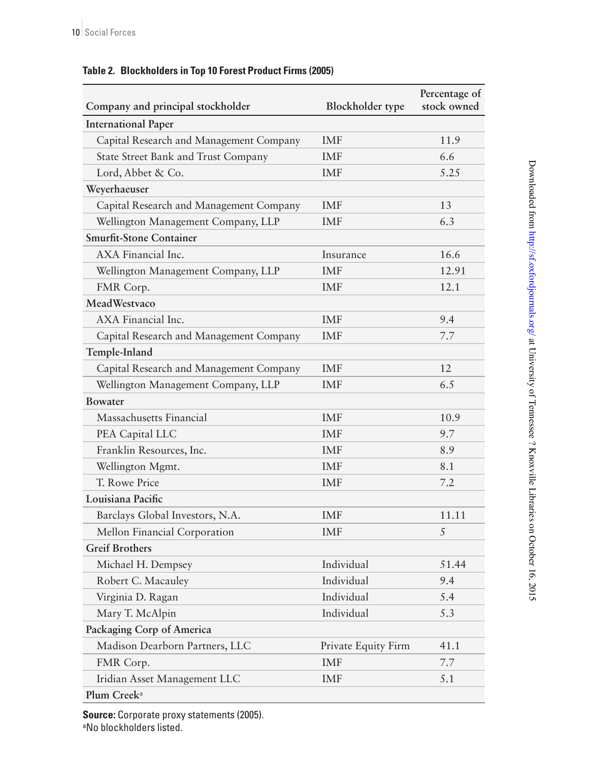**Table 2. Blockholders in Top 10 Forest Product Firms (2005)**

| Company and principal stockholder | Blockholder type | Percentage of stock owned |
|---|---|---|
| **International Paper** | | |
| Capital Research and Management Company | IMF | 11.9 |
| State Street Bank and Trust Company | IMF | 6.6 |
| Lord, Abbet & Co. | IMF | 5.25 |
| **Weyerhaeuser** | | |
| Capital Research and Management Company | IMF | 13 |
| Wellington Management Company, LLP | IMF | 6.3 |
| **Smurfit-Stone Container** | | |
| AXA Financial Inc. | Insurance | 16.6 |
| Wellington Management Company, LLP | IMF | 12.91 |
| FMR Corp. | IMF | 12.1 |
| **MeadWestvaco** | | |
| AXA Financial Inc. | IMF | 9.4 |
| Capital Research and Management Company | IMF | 7.7 |
| **Temple-Inland** | | |
| Capital Research and Management Company | IMF | 12 |
| Wellington Management Company, LLP | IMF | 6.5 |
| **Bowater** | | |
| Massachusetts Financial | IMF | 10.9 |
| PEA Capital LLC | IMF | 9.7 |
| Franklin Resources, Inc. | IMF | 8.9 |
| Wellington Mgmt. | IMF | 8.1 |
| T. Rowe Price | IMF | 7.2 |
| **Louisiana Pacific** | | |
| Barclays Global Investors, N.A. | IMF | 11.11 |
| Mellon Financial Corporation | IMF | 5 |
| **Greif Brothers** | | |
| Michael H. Dempsey | Individual | 51.44 |
| Robert C. Macauley | Individual | 9.4 |
| Virginia D. Ragan | Individual | 5.4 |
| Mary T. McAlpin | Individual | 5.3 |
| **Packaging Corp of America** | | |
| Madison Dearborn Partners, LLC | Private Equity Firm | 41.1 |
| FMR Corp. | IMF | 7.7 |
| Iridian Asset Management LLC | IMF | 5.1 |
| **Plum Creek**[a] | | |

**Source:** Corporate proxy statements (2005).
[a]No blockholders listed.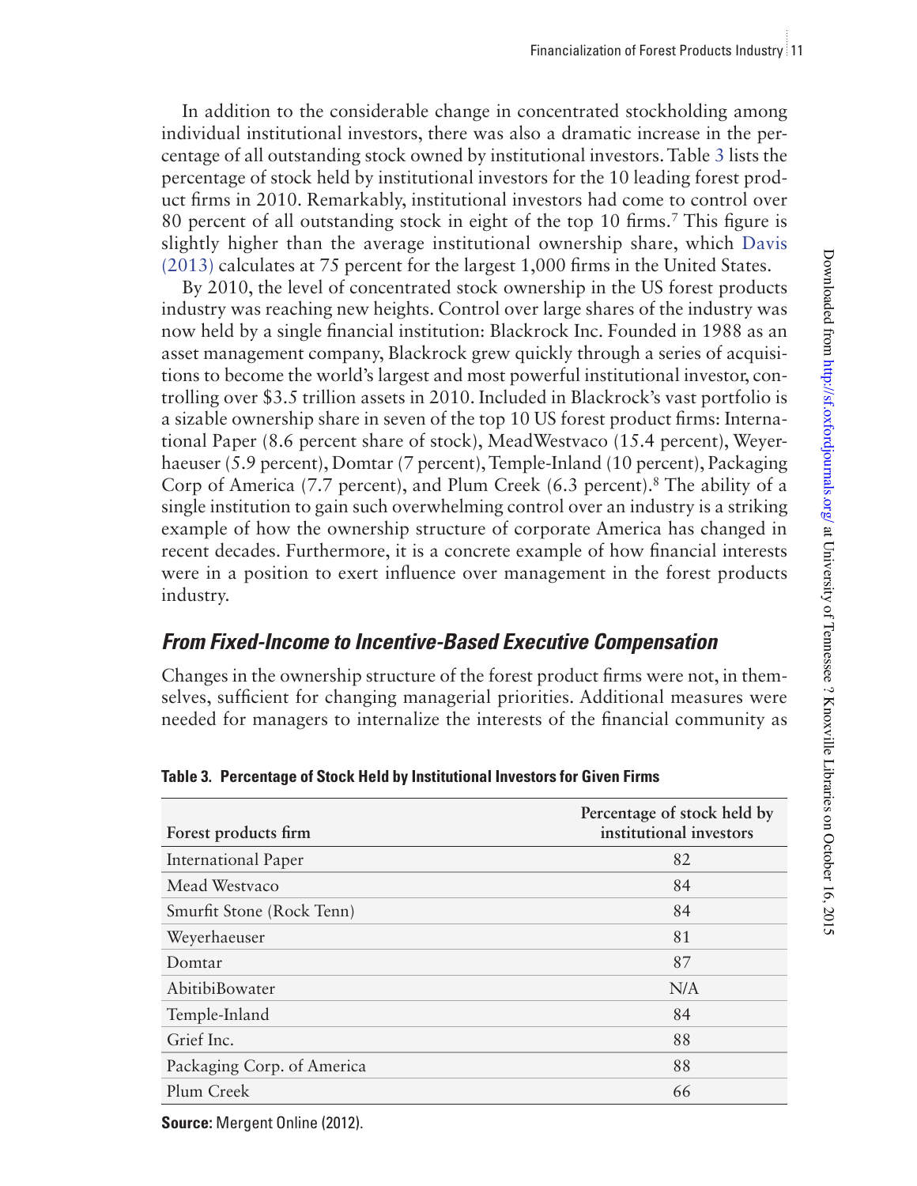In addition to the considerable change in concentrated stockholding among individual institutional investors, there was also a dramatic increase in the percentage of all outstanding stock owned by institutional investors. Table 3 lists the percentage of stock held by institutional investors for the 10 leading forest product firms in 2010. Remarkably, institutional investors had come to control over 80 percent of all outstanding stock in eight of the top 10 firms.[7] This figure is slightly higher than the average institutional ownership share, which Davis (2013) calculates at 75 percent for the largest 1,000 firms in the United States.

By 2010, the level of concentrated stock ownership in the US forest products industry was reaching new heights. Control over large shares of the industry was now held by a single financial institution: Blackrock Inc. Founded in 1988 as an asset management company, Blackrock grew quickly through a series of acquisitions to become the world's largest and most powerful institutional investor, controlling over $3.5 trillion assets in 2010. Included in Blackrock's vast portfolio is a sizable ownership share in seven of the top 10 US forest product firms: International Paper (8.6 percent share of stock), MeadWestvaco (15.4 percent), Weyerhaeuser (5.9 percent), Domtar (7 percent), Temple-Inland (10 percent), Packaging Corp of America (7.7 percent), and Plum Creek (6.3 percent).[8] The ability of a single institution to gain such overwhelming control over an industry is a striking example of how the ownership structure of corporate America has changed in recent decades. Furthermore, it is a concrete example of how financial interests were in a position to exert influence over management in the forest products industry.

## *From Fixed-Income to Incentive-Based Executive Compensation*

Changes in the ownership structure of the forest product firms were not, in themselves, sufficient for changing managerial priorities. Additional measures were needed for managers to internalize the interests of the financial community as

**Table 3. Percentage of Stock Held by Institutional Investors for Given Firms**

| Forest products firm | Percentage of stock held by institutional investors |
|---|---|
| International Paper | 82 |
| Mead Westvaco | 84 |
| Smurfit Stone (Rock Tenn) | 84 |
| Weyerhaeuser | 81 |
| Domtar | 87 |
| AbitibiBowater | N/A |
| Temple-Inland | 84 |
| Grief Inc. | 88 |
| Packaging Corp. of America | 88 |
| Plum Creek | 66 |

**Source:** Mergent Online (2012).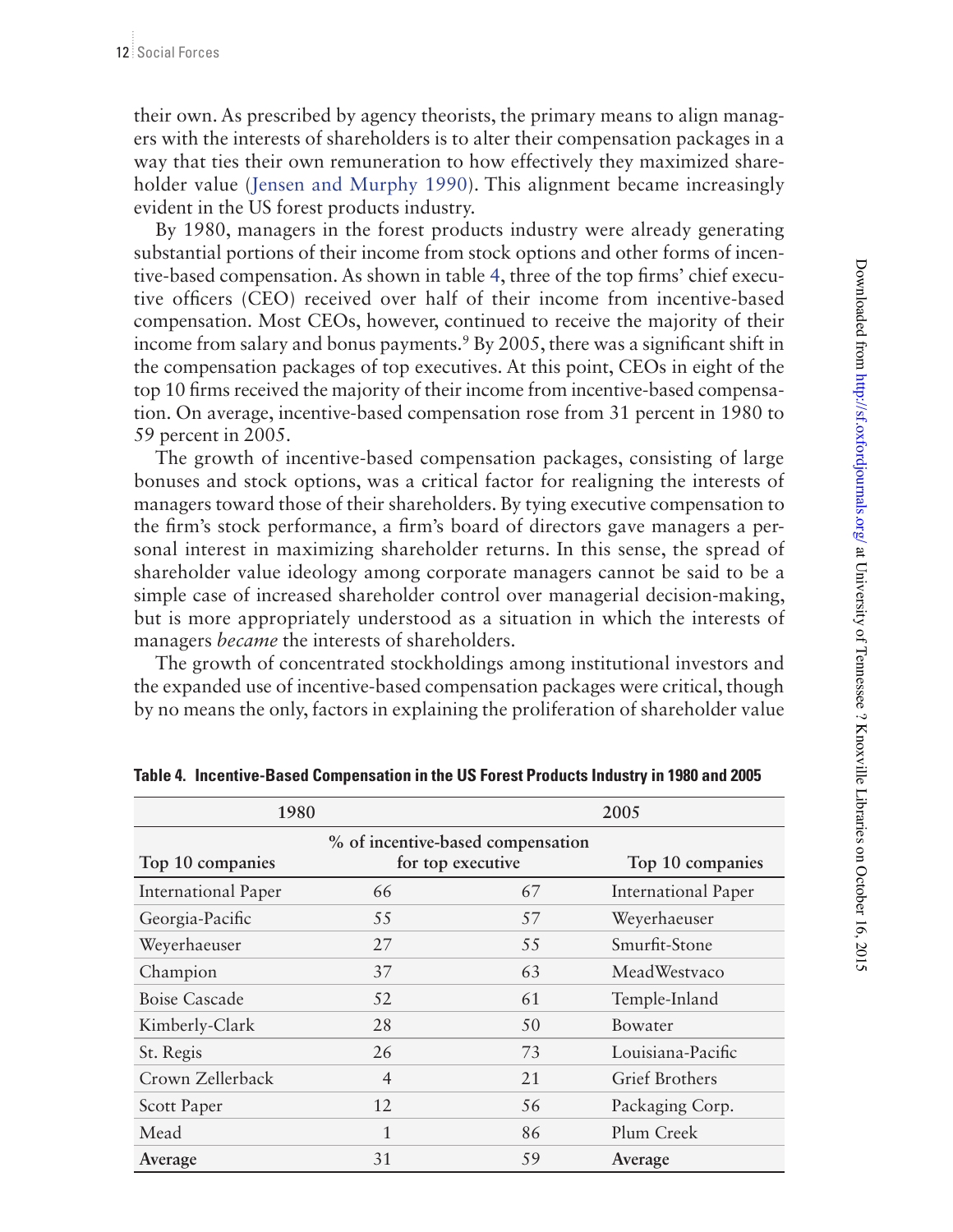their own. As prescribed by agency theorists, the primary means to align managers with the interests of shareholders is to alter their compensation packages in a way that ties their own remuneration to how effectively they maximized shareholder value (Jensen and Murphy 1990). This alignment became increasingly evident in the US forest products industry.

By 1980, managers in the forest products industry were already generating substantial portions of their income from stock options and other forms of incentive-based compensation. As shown in table 4, three of the top firms' chief executive officers (CEO) received over half of their income from incentive-based compensation. Most CEOs, however, continued to receive the majority of their income from salary and bonus payments.[9] By 2005, there was a significant shift in the compensation packages of top executives. At this point, CEOs in eight of the top 10 firms received the majority of their income from incentive-based compensation. On average, incentive-based compensation rose from 31 percent in 1980 to 59 percent in 2005.

The growth of incentive-based compensation packages, consisting of large bonuses and stock options, was a critical factor for realigning the interests of managers toward those of their shareholders. By tying executive compensation to the firm's stock performance, a firm's board of directors gave managers a personal interest in maximizing shareholder returns. In this sense, the spread of shareholder value ideology among corporate managers cannot be said to be a simple case of increased shareholder control over managerial decision-making, but is more appropriately understood as a situation in which the interests of managers *became* the interests of shareholders.

The growth of concentrated stockholdings among institutional investors and the expanded use of incentive-based compensation packages were critical, though by no means the only, factors in explaining the proliferation of shareholder value

**Table 4. Incentive-Based Compensation in the US Forest Products Industry in 1980 and 2005**

| 1980 | % of incentive-based compensation for top executive | | 2005 |
|---|---|---|---|
| Top 10 companies | 1980 | 2005 | Top 10 companies |
| International Paper | 66 | 67 | International Paper |
| Georgia-Pacific | 55 | 57 | Weyerhaeuser |
| Weyerhaeuser | 27 | 55 | Smurfit-Stone |
| Champion | 37 | 63 | MeadWestvaco |
| Boise Cascade | 52 | 61 | Temple-Inland |
| Kimberly-Clark | 28 | 50 | Bowater |
| St. Regis | 26 | 73 | Louisiana-Pacific |
| Crown Zellerback | 4 | 21 | Grief Brothers |
| Scott Paper | 12 | 56 | Packaging Corp. |
| Mead | 1 | 86 | Plum Creek |
| **Average** | 31 | 59 | **Average** |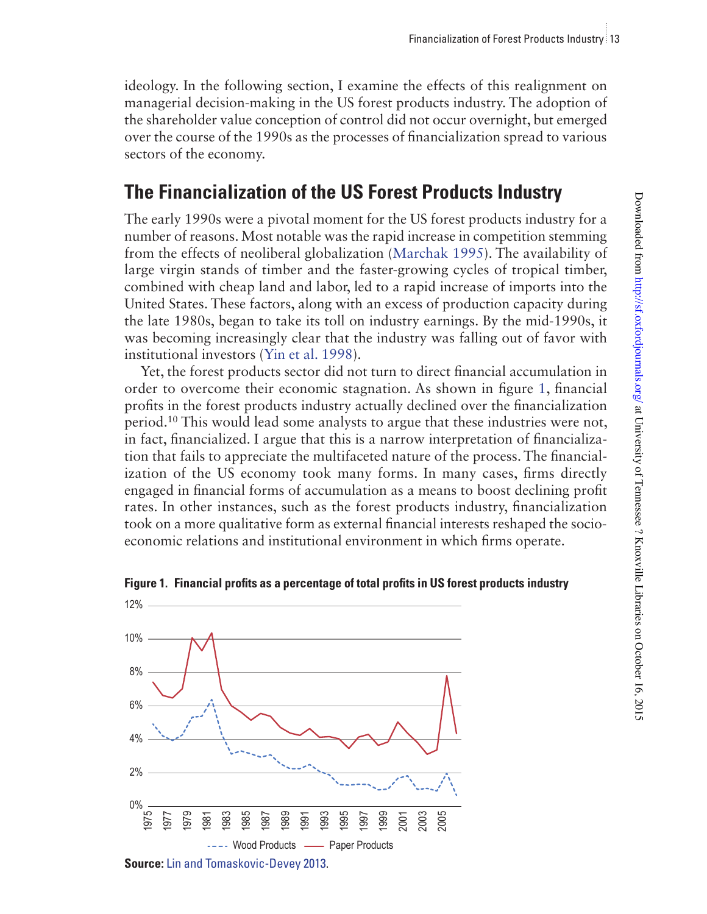ideology. In the following section, I examine the effects of this realignment on managerial decision-making in the US forest products industry. The adoption of the shareholder value conception of control did not occur overnight, but emerged over the course of the 1990s as the processes of financialization spread to various sectors of the economy.

## The Financialization of the US Forest Products Industry

The early 1990s were a pivotal moment for the US forest products industry for a number of reasons. Most notable was the rapid increase in competition stemming from the effects of neoliberal globalization (Marchak 1995). The availability of large virgin stands of timber and the faster-growing cycles of tropical timber, combined with cheap land and labor, led to a rapid increase of imports into the United States. These factors, along with an excess of production capacity during the late 1980s, began to take its toll on industry earnings. By the mid-1990s, it was becoming increasingly clear that the industry was falling out of favor with institutional investors (Yin et al. 1998).

Yet, the forest products sector did not turn to direct financial accumulation in order to overcome their economic stagnation. As shown in figure 1, financial profits in the forest products industry actually declined over the financialization period.[10] This would lead some analysts to argue that these industries were not, in fact, financialized. I argue that this is a narrow interpretation of financialization that fails to appreciate the multifaceted nature of the process. The financialization of the US economy took many forms. In many cases, firms directly engaged in financial forms of accumulation as a means to boost declining profit rates. In other instances, such as the forest products industry, financialization took on a more qualitative form as external financial interests reshaped the socioeconomic relations and institutional environment in which firms operate.

**Figure 1. Financial profits as a percentage of total profits in US forest products industry**

**Source:** Lin and Tomaskovic-Devey 2013.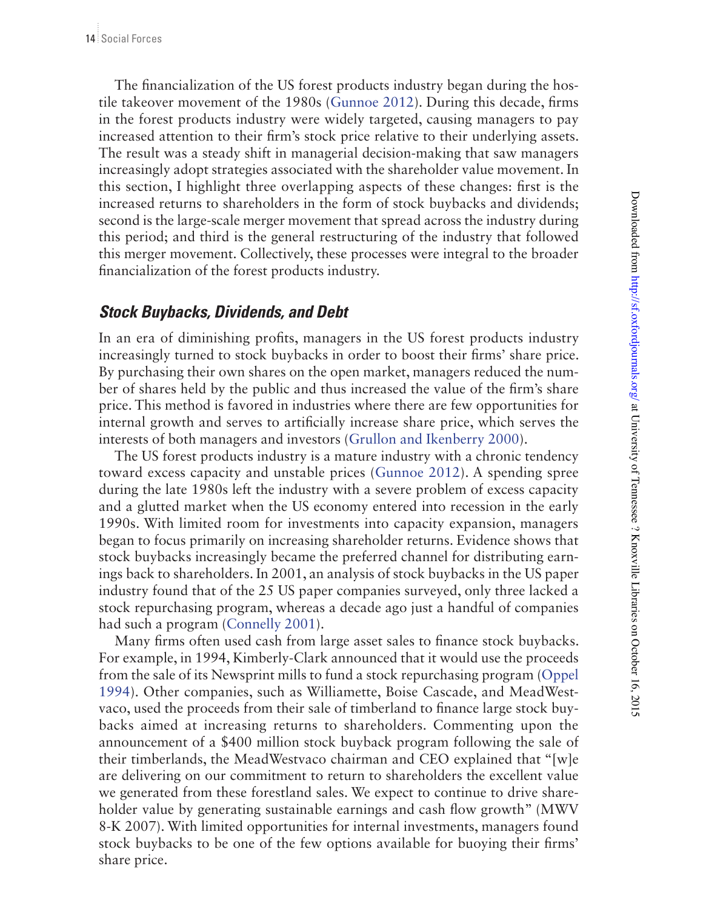The financialization of the US forest products industry began during the hostile takeover movement of the 1980s (Gunnoe 2012). During this decade, firms in the forest products industry were widely targeted, causing managers to pay increased attention to their firm's stock price relative to their underlying assets. The result was a steady shift in managerial decision-making that saw managers increasingly adopt strategies associated with the shareholder value movement. In this section, I highlight three overlapping aspects of these changes: first is the increased returns to shareholders in the form of stock buybacks and dividends; second is the large-scale merger movement that spread across the industry during this period; and third is the general restructuring of the industry that followed this merger movement. Collectively, these processes were integral to the broader financialization of the forest products industry.

### *Stock Buybacks, Dividends, and Debt*

In an era of diminishing profits, managers in the US forest products industry increasingly turned to stock buybacks in order to boost their firms' share price. By purchasing their own shares on the open market, managers reduced the number of shares held by the public and thus increased the value of the firm's share price. This method is favored in industries where there are few opportunities for internal growth and serves to artificially increase share price, which serves the interests of both managers and investors (Grullon and Ikenberry 2000).

The US forest products industry is a mature industry with a chronic tendency toward excess capacity and unstable prices (Gunnoe 2012). A spending spree during the late 1980s left the industry with a severe problem of excess capacity and a glutted market when the US economy entered into recession in the early 1990s. With limited room for investments into capacity expansion, managers began to focus primarily on increasing shareholder returns. Evidence shows that stock buybacks increasingly became the preferred channel for distributing earnings back to shareholders. In 2001, an analysis of stock buybacks in the US paper industry found that of the 25 US paper companies surveyed, only three lacked a stock repurchasing program, whereas a decade ago just a handful of companies had such a program (Connelly 2001).

Many firms often used cash from large asset sales to finance stock buybacks. For example, in 1994, Kimberly-Clark announced that it would use the proceeds from the sale of its Newsprint mills to fund a stock repurchasing program (Oppel 1994). Other companies, such as Williamette, Boise Cascade, and MeadWestvaco, used the proceeds from their sale of timberland to finance large stock buybacks aimed at increasing returns to shareholders. Commenting upon the announcement of a $400 million stock buyback program following the sale of their timberlands, the MeadWestvaco chairman and CEO explained that "[w]e are delivering on our commitment to return to shareholders the excellent value we generated from these forestland sales. We expect to continue to drive shareholder value by generating sustainable earnings and cash flow growth" (MWV 8-K 2007). With limited opportunities for internal investments, managers found stock buybacks to be one of the few options available for buoying their firms' share price.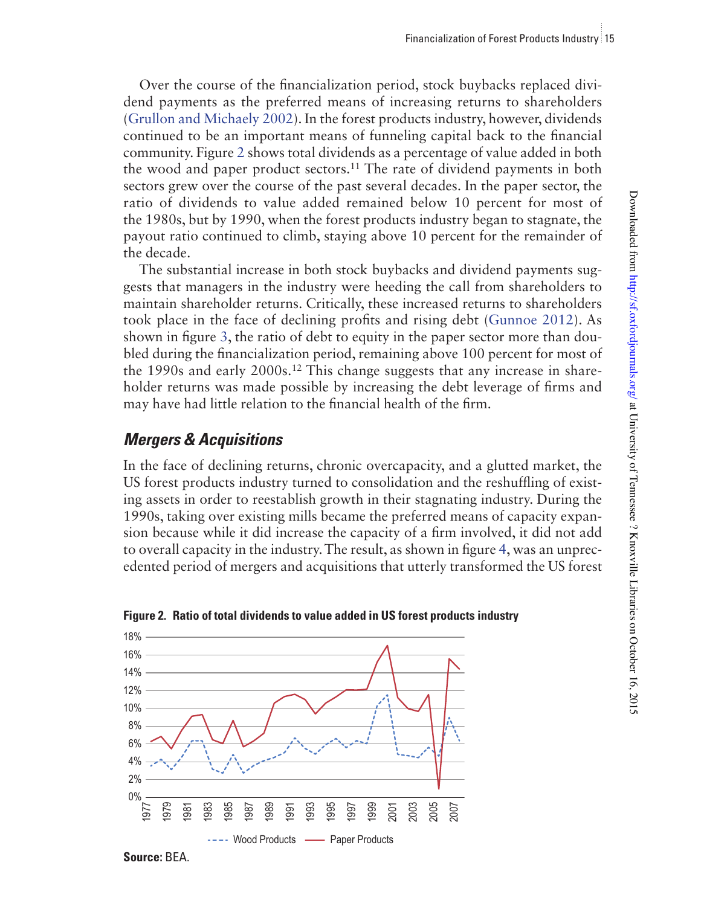Over the course of the financialization period, stock buybacks replaced dividend payments as the preferred means of increasing returns to shareholders (Grullon and Michaely 2002). In the forest products industry, however, dividends continued to be an important means of funneling capital back to the financial community. Figure 2 shows total dividends as a percentage of value added in both the wood and paper product sectors.[11] The rate of dividend payments in both sectors grew over the course of the past several decades. In the paper sector, the ratio of dividends to value added remained below 10 percent for most of the 1980s, but by 1990, when the forest products industry began to stagnate, the payout ratio continued to climb, staying above 10 percent for the remainder of the decade.

The substantial increase in both stock buybacks and dividend payments suggests that managers in the industry were heeding the call from shareholders to maintain shareholder returns. Critically, these increased returns to shareholders took place in the face of declining profits and rising debt (Gunnoe 2012). As shown in figure 3, the ratio of debt to equity in the paper sector more than doubled during the financialization period, remaining above 100 percent for most of the 1990s and early 2000s.[12] This change suggests that any increase in shareholder returns was made possible by increasing the debt leverage of firms and may have had little relation to the financial health of the firm.

## *Mergers & Acquisitions*

In the face of declining returns, chronic overcapacity, and a glutted market, the US forest products industry turned to consolidation and the reshuffling of existing assets in order to reestablish growth in their stagnating industry. During the 1990s, taking over existing mills became the preferred means of capacity expansion because while it did increase the capacity of a firm involved, it did not add to overall capacity in the industry. The result, as shown in figure 4, was an unprecedented period of mergers and acquisitions that utterly transformed the US forest

**Figure 2. Ratio of total dividends to value added in US forest products industry**

**Source:** BEA.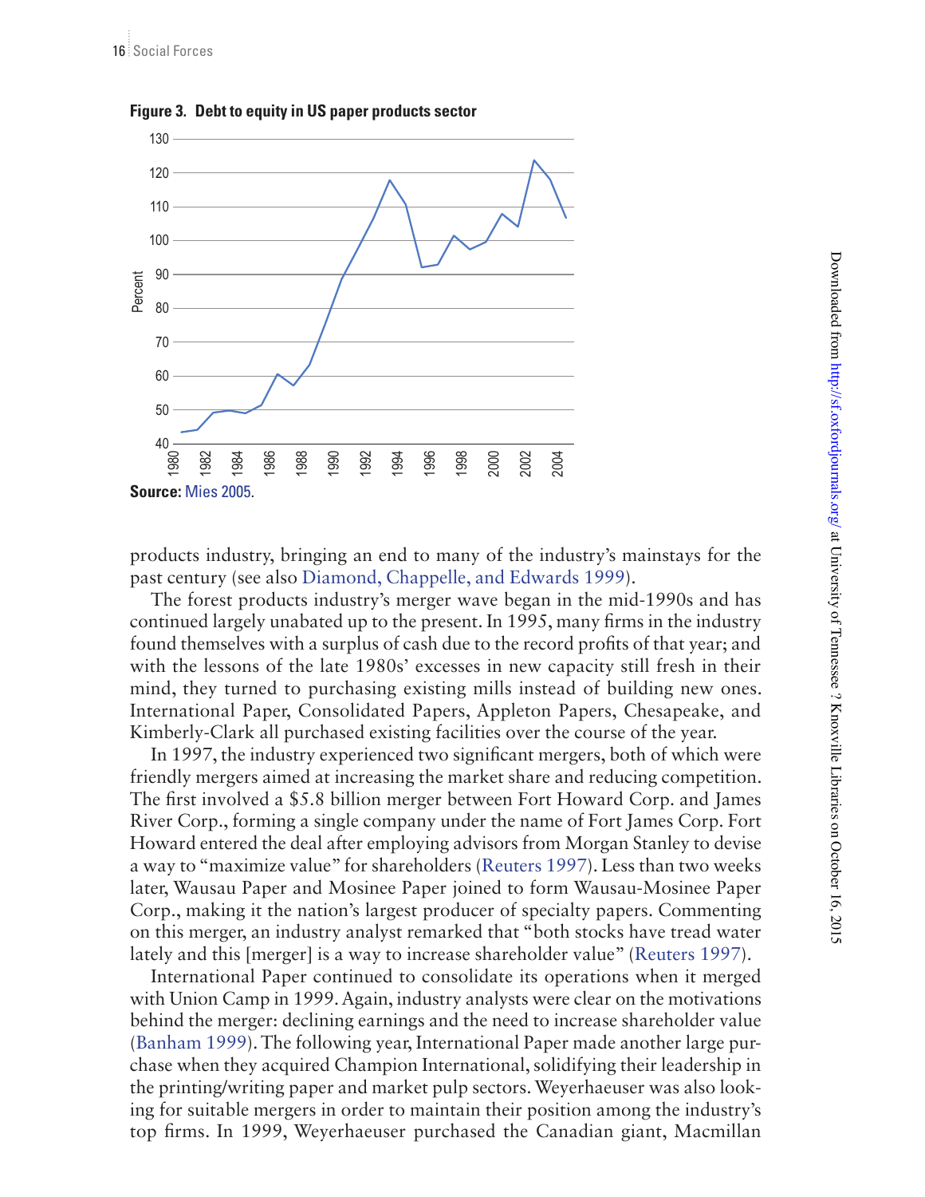**Figure 3. Debt to equity in US paper products sector**

**Source:** Mies 2005.

products industry, bringing an end to many of the industry's mainstays for the past century (see also Diamond, Chappelle, and Edwards 1999).

The forest products industry's merger wave began in the mid-1990s and has continued largely unabated up to the present. In 1995, many firms in the industry found themselves with a surplus of cash due to the record profits of that year; and with the lessons of the late 1980s' excesses in new capacity still fresh in their mind, they turned to purchasing existing mills instead of building new ones. International Paper, Consolidated Papers, Appleton Papers, Chesapeake, and Kimberly-Clark all purchased existing facilities over the course of the year.

In 1997, the industry experienced two significant mergers, both of which were friendly mergers aimed at increasing the market share and reducing competition. The first involved a $5.8 billion merger between Fort Howard Corp. and James River Corp., forming a single company under the name of Fort James Corp. Fort Howard entered the deal after employing advisors from Morgan Stanley to devise a way to "maximize value" for shareholders (Reuters 1997). Less than two weeks later, Wausau Paper and Mosinee Paper joined to form Wausau-Mosinee Paper Corp., making it the nation's largest producer of specialty papers. Commenting on this merger, an industry analyst remarked that "both stocks have tread water lately and this [merger] is a way to increase shareholder value" (Reuters 1997).

International Paper continued to consolidate its operations when it merged with Union Camp in 1999. Again, industry analysts were clear on the motivations behind the merger: declining earnings and the need to increase shareholder value (Banham 1999). The following year, International Paper made another large purchase when they acquired Champion International, solidifying their leadership in the printing/writing paper and market pulp sectors. Weyerhaeuser was also looking for suitable mergers in order to maintain their position among the industry's top firms. In 1999, Weyerhaeuser purchased the Canadian giant, Macmillan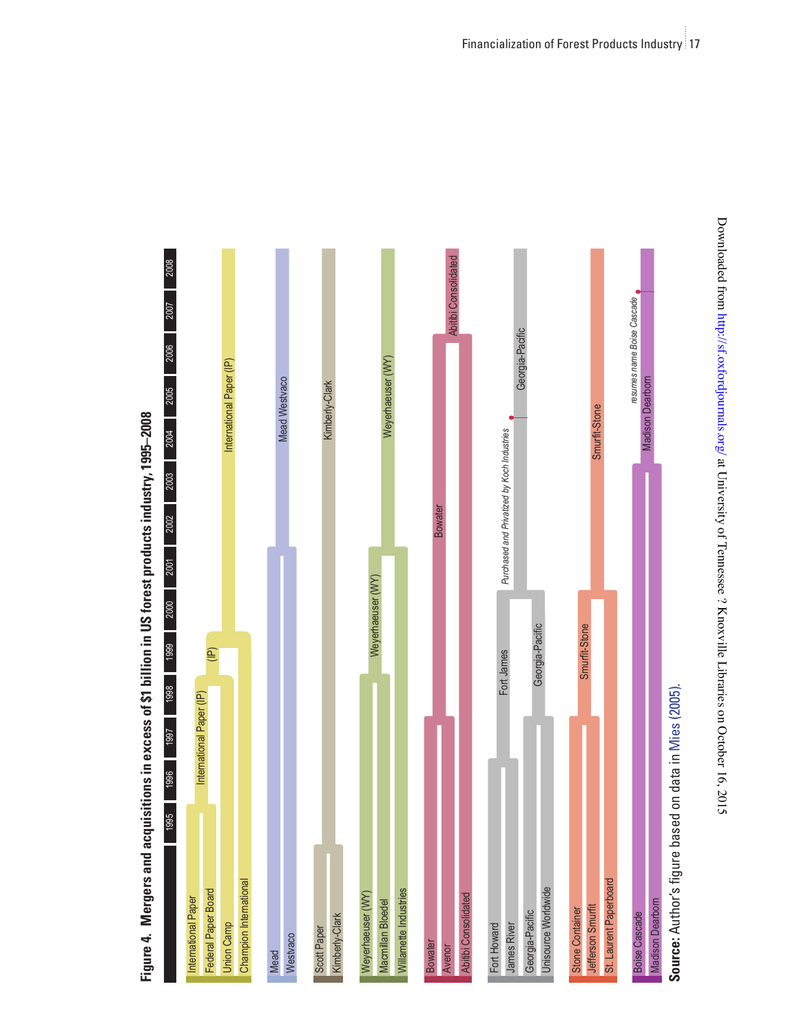**Figure 4. Mergers and acquisitions in excess of $1 billion in US forest products industry, 1995–2008**

1995 1996 1997 1998 1999 2000 2001 2002 2003 2004 2005 2006 2007 2008

International Paper
Federal Paper Board
Union Camp
Champion International
International Paper (IP)
(IP)
International Paper (IP)

Mead
Westvaco
Mead Westvaco

Scott Paper
Kimberly-Clark
Kimberly-Clark

Weyerhaeuser (WY)
Macmillan Bloedel
Willamette Industries
Weyerhaeuser (WY)
Weyerhaeuser (WY)

Bowater
Avenor
Abitibi Consolidated
Bowater
Abitibi Consolidated

Fort Howard
James River
Georgia-Pacific
Unisource Worldwide
Fort James
Georgia-Pacific
*Purchased and Privatized by Koch Industries*
Georgia-Pacific

Stone Container
Jefferson Smurfit
St. Laurent Paperboard
Smurfit-Stone
Smurfit-Stone

Boise Cascade
Madison Dearborn
Madison Dearborn
*resumes name Boise Cascade*

**Source:** Author's figure based on data in Mies (2005).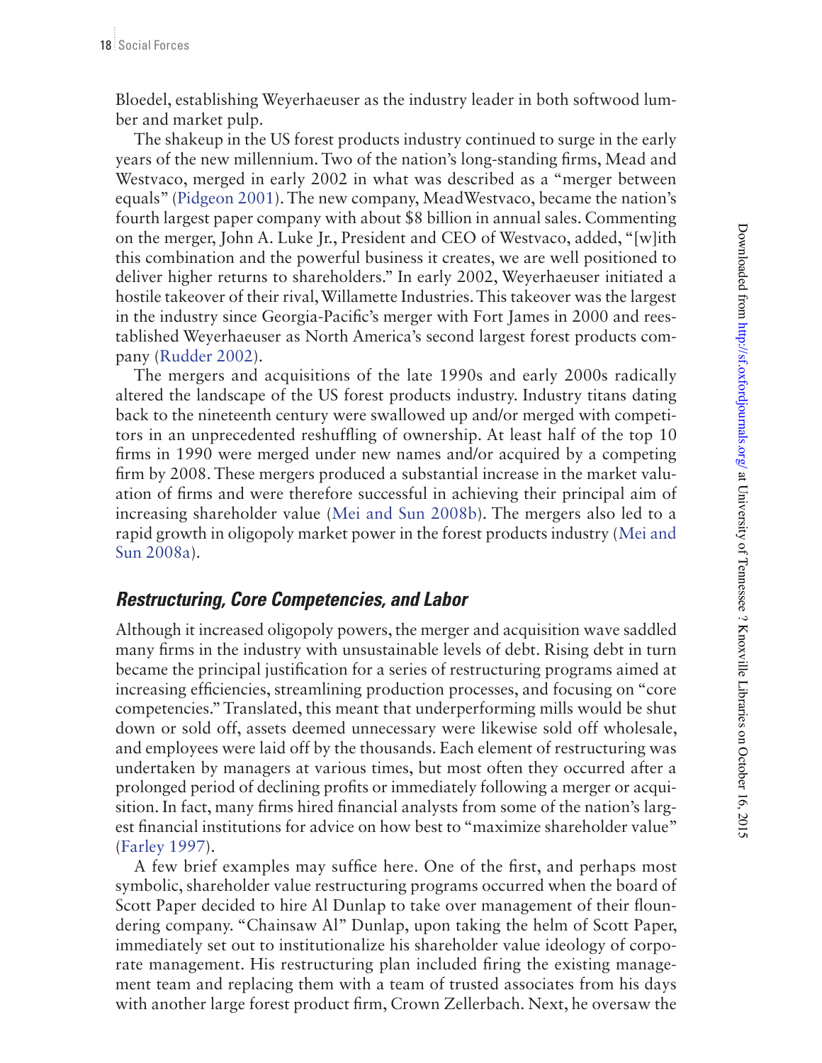Bloedel, establishing Weyerhaeuser as the industry leader in both softwood lumber and market pulp.

The shakeup in the US forest products industry continued to surge in the early years of the new millennium. Two of the nation's long-standing firms, Mead and Westvaco, merged in early 2002 in what was described as a "merger between equals" (Pidgeon 2001). The new company, MeadWestvaco, became the nation's fourth largest paper company with about $8 billion in annual sales. Commenting on the merger, John A. Luke Jr., President and CEO of Westvaco, added, "[w]ith this combination and the powerful business it creates, we are well positioned to deliver higher returns to shareholders." In early 2002, Weyerhaeuser initiated a hostile takeover of their rival, Willamette Industries. This takeover was the largest in the industry since Georgia-Pacific's merger with Fort James in 2000 and reestablished Weyerhaeuser as North America's second largest forest products company (Rudder 2002).

The mergers and acquisitions of the late 1990s and early 2000s radically altered the landscape of the US forest products industry. Industry titans dating back to the nineteenth century were swallowed up and/or merged with competitors in an unprecedented reshuffling of ownership. At least half of the top 10 firms in 1990 were merged under new names and/or acquired by a competing firm by 2008. These mergers produced a substantial increase in the market valuation of firms and were therefore successful in achieving their principal aim of increasing shareholder value (Mei and Sun 2008b). The mergers also led to a rapid growth in oligopoly market power in the forest products industry (Mei and Sun 2008a).

### *Restructuring, Core Competencies, and Labor*

Although it increased oligopoly powers, the merger and acquisition wave saddled many firms in the industry with unsustainable levels of debt. Rising debt in turn became the principal justification for a series of restructuring programs aimed at increasing efficiencies, streamlining production processes, and focusing on "core competencies." Translated, this meant that underperforming mills would be shut down or sold off, assets deemed unnecessary were likewise sold off wholesale, and employees were laid off by the thousands. Each element of restructuring was undertaken by managers at various times, but most often they occurred after a prolonged period of declining profits or immediately following a merger or acquisition. In fact, many firms hired financial analysts from some of the nation's largest financial institutions for advice on how best to "maximize shareholder value" (Farley 1997).

A few brief examples may suffice here. One of the first, and perhaps most symbolic, shareholder value restructuring programs occurred when the board of Scott Paper decided to hire Al Dunlap to take over management of their floundering company. "Chainsaw Al" Dunlap, upon taking the helm of Scott Paper, immediately set out to institutionalize his shareholder value ideology of corporate management. His restructuring plan included firing the existing management team and replacing them with a team of trusted associates from his days with another large forest product firm, Crown Zellerbach. Next, he oversaw the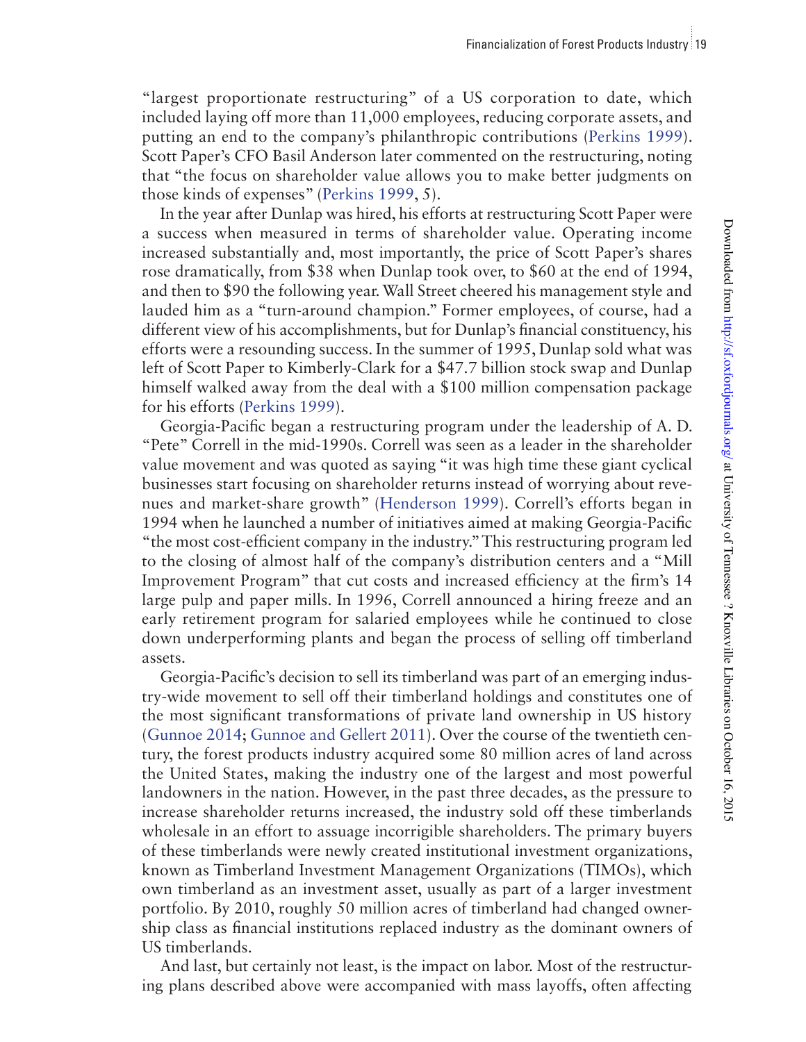"largest proportionate restructuring" of a US corporation to date, which included laying off more than 11,000 employees, reducing corporate assets, and putting an end to the company's philanthropic contributions (Perkins 1999). Scott Paper's CFO Basil Anderson later commented on the restructuring, noting that "the focus on shareholder value allows you to make better judgments on those kinds of expenses" (Perkins 1999, 5).

In the year after Dunlap was hired, his efforts at restructuring Scott Paper were a success when measured in terms of shareholder value. Operating income increased substantially and, most importantly, the price of Scott Paper's shares rose dramatically, from $38 when Dunlap took over, to $60 at the end of 1994, and then to $90 the following year. Wall Street cheered his management style and lauded him as a "turn-around champion." Former employees, of course, had a different view of his accomplishments, but for Dunlap's financial constituency, his efforts were a resounding success. In the summer of 1995, Dunlap sold what was left of Scott Paper to Kimberly-Clark for a $47.7 billion stock swap and Dunlap himself walked away from the deal with a $100 million compensation package for his efforts (Perkins 1999).

Georgia-Pacific began a restructuring program under the leadership of A. D. "Pete" Correll in the mid-1990s. Correll was seen as a leader in the shareholder value movement and was quoted as saying "it was high time these giant cyclical businesses start focusing on shareholder returns instead of worrying about revenues and market-share growth" (Henderson 1999). Correll's efforts began in 1994 when he launched a number of initiatives aimed at making Georgia-Pacific "the most cost-efficient company in the industry." This restructuring program led to the closing of almost half of the company's distribution centers and a "Mill Improvement Program" that cut costs and increased efficiency at the firm's 14 large pulp and paper mills. In 1996, Correll announced a hiring freeze and an early retirement program for salaried employees while he continued to close down underperforming plants and began the process of selling off timberland assets.

Georgia-Pacific's decision to sell its timberland was part of an emerging industry-wide movement to sell off their timberland holdings and constitutes one of the most significant transformations of private land ownership in US history (Gunnoe 2014; Gunnoe and Gellert 2011). Over the course of the twentieth century, the forest products industry acquired some 80 million acres of land across the United States, making the industry one of the largest and most powerful landowners in the nation. However, in the past three decades, as the pressure to increase shareholder returns increased, the industry sold off these timberlands wholesale in an effort to assuage incorrigible shareholders. The primary buyers of these timberlands were newly created institutional investment organizations, known as Timberland Investment Management Organizations (TIMOs), which own timberland as an investment asset, usually as part of a larger investment portfolio. By 2010, roughly 50 million acres of timberland had changed ownership class as financial institutions replaced industry as the dominant owners of US timberlands.

And last, but certainly not least, is the impact on labor. Most of the restructuring plans described above were accompanied with mass layoffs, often affecting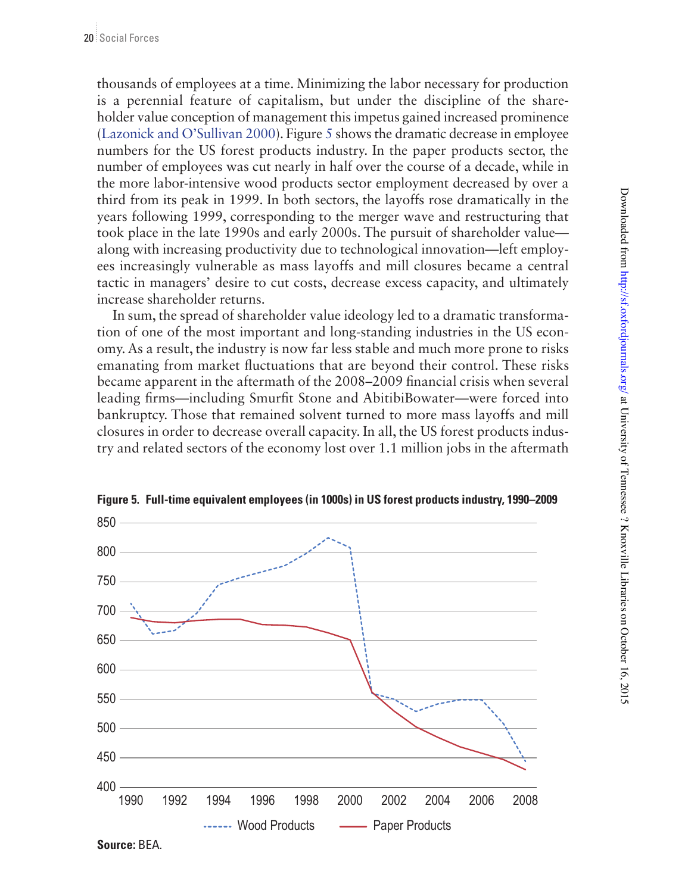thousands of employees at a time. Minimizing the labor necessary for production is a perennial feature of capitalism, but under the discipline of the shareholder value conception of management this impetus gained increased prominence (Lazonick and O'Sullivan 2000). Figure 5 shows the dramatic decrease in employee numbers for the US forest products industry. In the paper products sector, the number of employees was cut nearly in half over the course of a decade, while in the more labor-intensive wood products sector employment decreased by over a third from its peak in 1999. In both sectors, the layoffs rose dramatically in the years following 1999, corresponding to the merger wave and restructuring that took place in the late 1990s and early 2000s. The pursuit of shareholder value—along with increasing productivity due to technological innovation—left employees increasingly vulnerable as mass layoffs and mill closures became a central tactic in managers' desire to cut costs, decrease excess capacity, and ultimately increase shareholder returns.

In sum, the spread of shareholder value ideology led to a dramatic transformation of one of the most important and long-standing industries in the US economy. As a result, the industry is now far less stable and much more prone to risks emanating from market fluctuations that are beyond their control. These risks became apparent in the aftermath of the 2008–2009 financial crisis when several leading firms—including Smurfit Stone and AbitibiBowater—were forced into bankruptcy. Those that remained solvent turned to more mass layoffs and mill closures in order to decrease overall capacity. In all, the US forest products industry and related sectors of the economy lost over 1.1 million jobs in the aftermath

**Figure 5. Full-time equivalent employees (in 1000s) in US forest products industry, 1990–2009**

**Source:** BEA.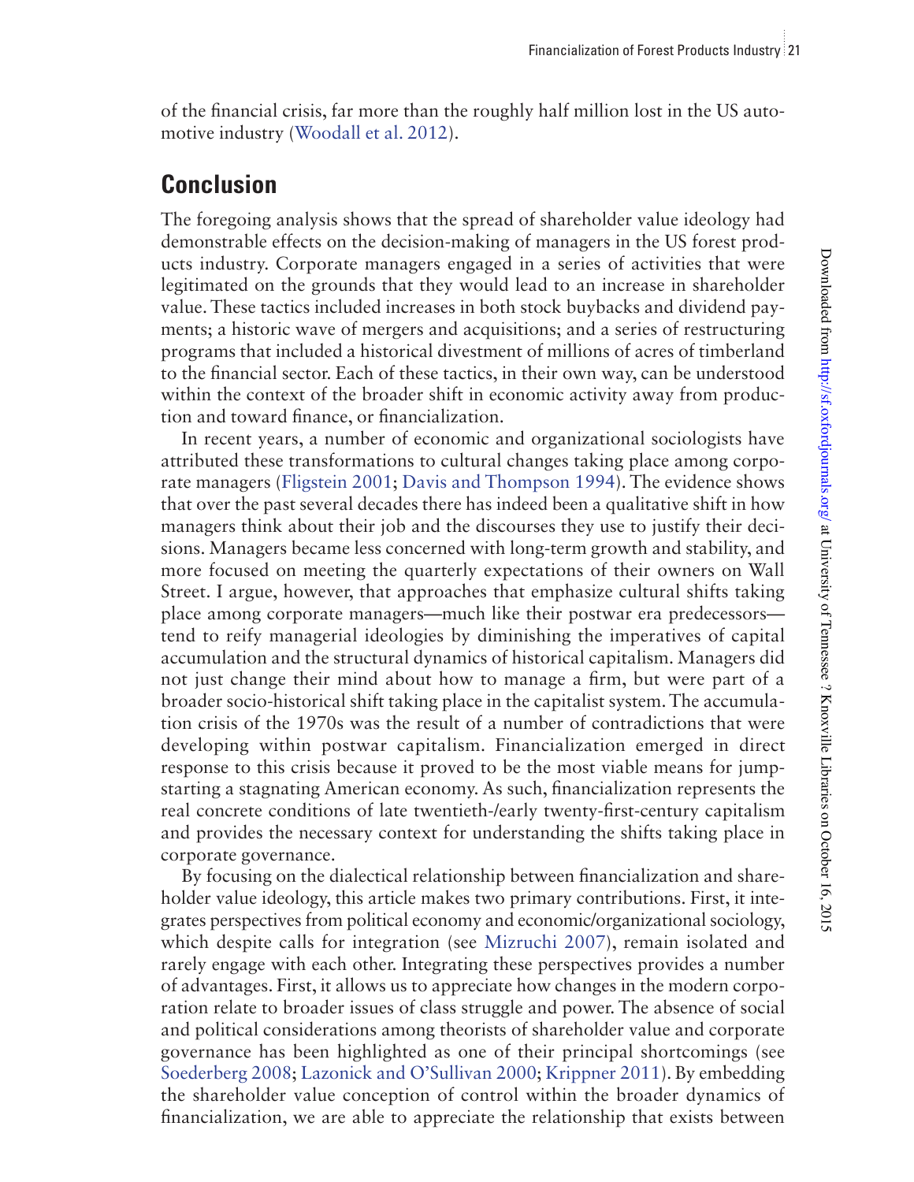of the financial crisis, far more than the roughly half million lost in the US automotive industry (Woodall et al. 2012).

## Conclusion

The foregoing analysis shows that the spread of shareholder value ideology had demonstrable effects on the decision-making of managers in the US forest products industry. Corporate managers engaged in a series of activities that were legitimated on the grounds that they would lead to an increase in shareholder value. These tactics included increases in both stock buybacks and dividend payments; a historic wave of mergers and acquisitions; and a series of restructuring programs that included a historical divestment of millions of acres of timberland to the financial sector. Each of these tactics, in their own way, can be understood within the context of the broader shift in economic activity away from production and toward finance, or financialization.

In recent years, a number of economic and organizational sociologists have attributed these transformations to cultural changes taking place among corporate managers (Fligstein 2001; Davis and Thompson 1994). The evidence shows that over the past several decades there has indeed been a qualitative shift in how managers think about their job and the discourses they use to justify their decisions. Managers became less concerned with long-term growth and stability, and more focused on meeting the quarterly expectations of their owners on Wall Street. I argue, however, that approaches that emphasize cultural shifts taking place among corporate managers—much like their postwar era predecessors—tend to reify managerial ideologies by diminishing the imperatives of capital accumulation and the structural dynamics of historical capitalism. Managers did not just change their mind about how to manage a firm, but were part of a broader socio-historical shift taking place in the capitalist system. The accumulation crisis of the 1970s was the result of a number of contradictions that were developing within postwar capitalism. Financialization emerged in direct response to this crisis because it proved to be the most viable means for jump-starting a stagnating American economy. As such, financialization represents the real concrete conditions of late twentieth-/early twenty-first-century capitalism and provides the necessary context for understanding the shifts taking place in corporate governance.

By focusing on the dialectical relationship between financialization and shareholder value ideology, this article makes two primary contributions. First, it integrates perspectives from political economy and economic/organizational sociology, which despite calls for integration (see Mizruchi 2007), remain isolated and rarely engage with each other. Integrating these perspectives provides a number of advantages. First, it allows us to appreciate how changes in the modern corporation relate to broader issues of class struggle and power. The absence of social and political considerations among theorists of shareholder value and corporate governance has been highlighted as one of their principal shortcomings (see Soederberg 2008; Lazonick and O'Sullivan 2000; Krippner 2011). By embedding the shareholder value conception of control within the broader dynamics of financialization, we are able to appreciate the relationship that exists between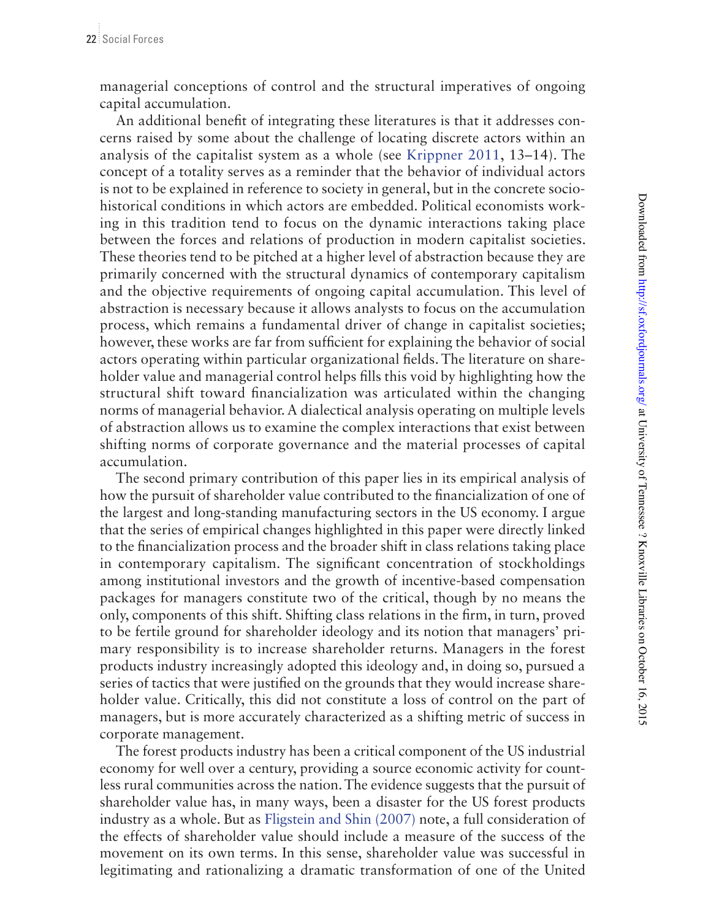managerial conceptions of control and the structural imperatives of ongoing capital accumulation.

An additional benefit of integrating these literatures is that it addresses concerns raised by some about the challenge of locating discrete actors within an analysis of the capitalist system as a whole (see Krippner 2011, 13–14). The concept of a totality serves as a reminder that the behavior of individual actors is not to be explained in reference to society in general, but in the concrete socio-historical conditions in which actors are embedded. Political economists working in this tradition tend to focus on the dynamic interactions taking place between the forces and relations of production in modern capitalist societies. These theories tend to be pitched at a higher level of abstraction because they are primarily concerned with the structural dynamics of contemporary capitalism and the objective requirements of ongoing capital accumulation. This level of abstraction is necessary because it allows analysts to focus on the accumulation process, which remains a fundamental driver of change in capitalist societies; however, these works are far from sufficient for explaining the behavior of social actors operating within particular organizational fields. The literature on shareholder value and managerial control helps fills this void by highlighting how the structural shift toward financialization was articulated within the changing norms of managerial behavior. A dialectical analysis operating on multiple levels of abstraction allows us to examine the complex interactions that exist between shifting norms of corporate governance and the material processes of capital accumulation.

The second primary contribution of this paper lies in its empirical analysis of how the pursuit of shareholder value contributed to the financialization of one of the largest and long-standing manufacturing sectors in the US economy. I argue that the series of empirical changes highlighted in this paper were directly linked to the financialization process and the broader shift in class relations taking place in contemporary capitalism. The significant concentration of stockholdings among institutional investors and the growth of incentive-based compensation packages for managers constitute two of the critical, though by no means the only, components of this shift. Shifting class relations in the firm, in turn, proved to be fertile ground for shareholder ideology and its notion that managers' primary responsibility is to increase shareholder returns. Managers in the forest products industry increasingly adopted this ideology and, in doing so, pursued a series of tactics that were justified on the grounds that they would increase shareholder value. Critically, this did not constitute a loss of control on the part of managers, but is more accurately characterized as a shifting metric of success in corporate management.

The forest products industry has been a critical component of the US industrial economy for well over a century, providing a source economic activity for countless rural communities across the nation. The evidence suggests that the pursuit of shareholder value has, in many ways, been a disaster for the US forest products industry as a whole. But as Fligstein and Shin (2007) note, a full consideration of the effects of shareholder value should include a measure of the success of the movement on its own terms. In this sense, shareholder value was successful in legitimating and rationalizing a dramatic transformation of one of the United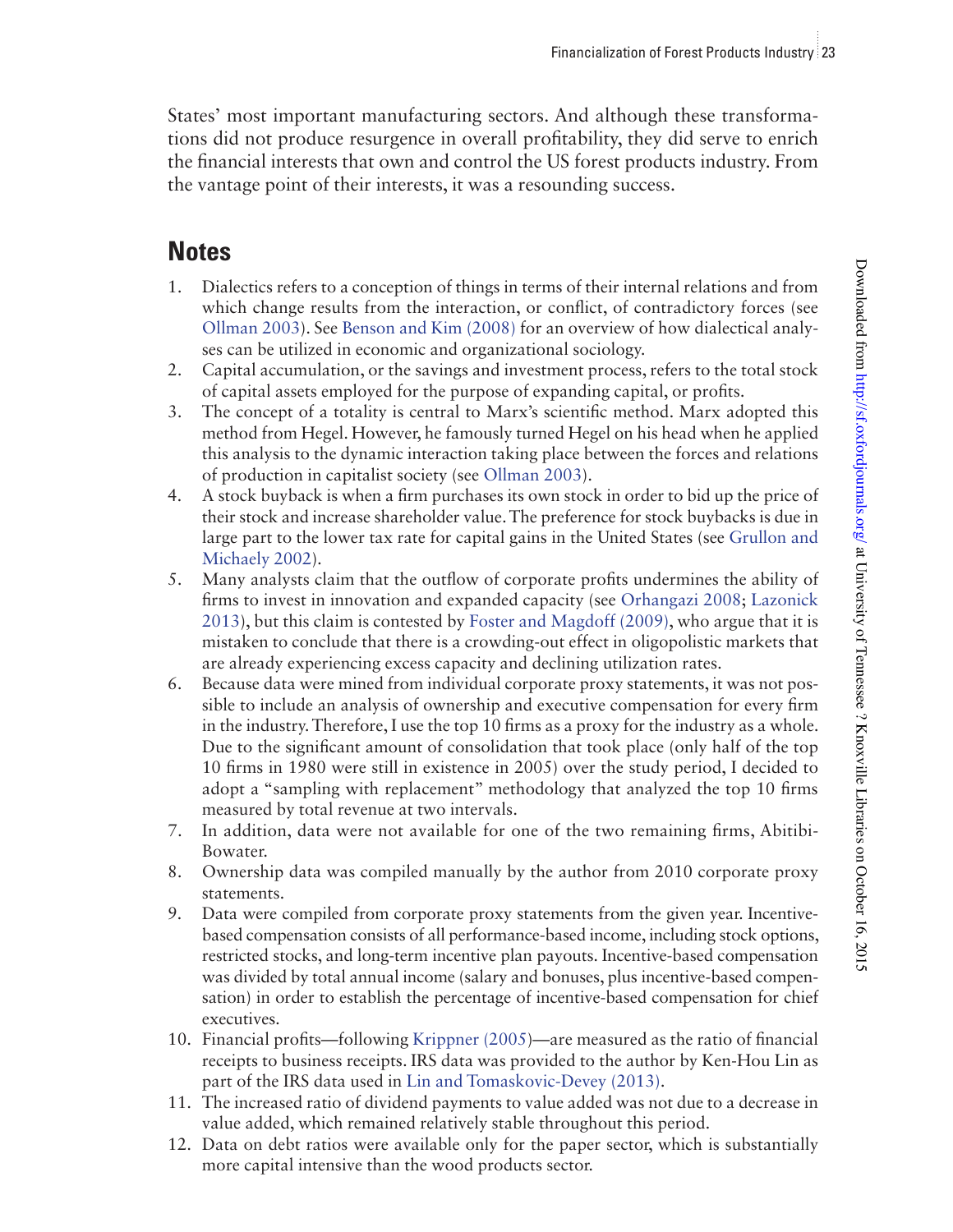States' most important manufacturing sectors. And although these transformations did not produce resurgence in overall profitability, they did serve to enrich the financial interests that own and control the US forest products industry. From the vantage point of their interests, it was a resounding success.

## Notes

1. Dialectics refers to a conception of things in terms of their internal relations and from which change results from the interaction, or conflict, of contradictory forces (see Ollman 2003). See Benson and Kim (2008) for an overview of how dialectical analyses can be utilized in economic and organizational sociology.
2. Capital accumulation, or the savings and investment process, refers to the total stock of capital assets employed for the purpose of expanding capital, or profits.
3. The concept of a totality is central to Marx's scientific method. Marx adopted this method from Hegel. However, he famously turned Hegel on his head when he applied this analysis to the dynamic interaction taking place between the forces and relations of production in capitalist society (see Ollman 2003).
4. A stock buyback is when a firm purchases its own stock in order to bid up the price of their stock and increase shareholder value. The preference for stock buybacks is due in large part to the lower tax rate for capital gains in the United States (see Grullon and Michaely 2002).
5. Many analysts claim that the outflow of corporate profits undermines the ability of firms to invest in innovation and expanded capacity (see Orhangazi 2008; Lazonick 2013), but this claim is contested by Foster and Magdoff (2009), who argue that it is mistaken to conclude that there is a crowding-out effect in oligopolistic markets that are already experiencing excess capacity and declining utilization rates.
6. Because data were mined from individual corporate proxy statements, it was not possible to include an analysis of ownership and executive compensation for every firm in the industry. Therefore, I use the top 10 firms as a proxy for the industry as a whole. Due to the significant amount of consolidation that took place (only half of the top 10 firms in 1980 were still in existence in 2005) over the study period, I decided to adopt a "sampling with replacement" methodology that analyzed the top 10 firms measured by total revenue at two intervals.
7. In addition, data were not available for one of the two remaining firms, Abitibi-Bowater.
8. Ownership data was compiled manually by the author from 2010 corporate proxy statements.
9. Data were compiled from corporate proxy statements from the given year. Incentive-based compensation consists of all performance-based income, including stock options, restricted stocks, and long-term incentive plan payouts. Incentive-based compensation was divided by total annual income (salary and bonuses, plus incentive-based compensation) in order to establish the percentage of incentive-based compensation for chief executives.
10. Financial profits—following Krippner (2005)—are measured as the ratio of financial receipts to business receipts. IRS data was provided to the author by Ken-Hou Lin as part of the IRS data used in Lin and Tomaskovic-Devey (2013).
11. The increased ratio of dividend payments to value added was not due to a decrease in value added, which remained relatively stable throughout this period.
12. Data on debt ratios were available only for the paper sector, which is substantially more capital intensive than the wood products sector.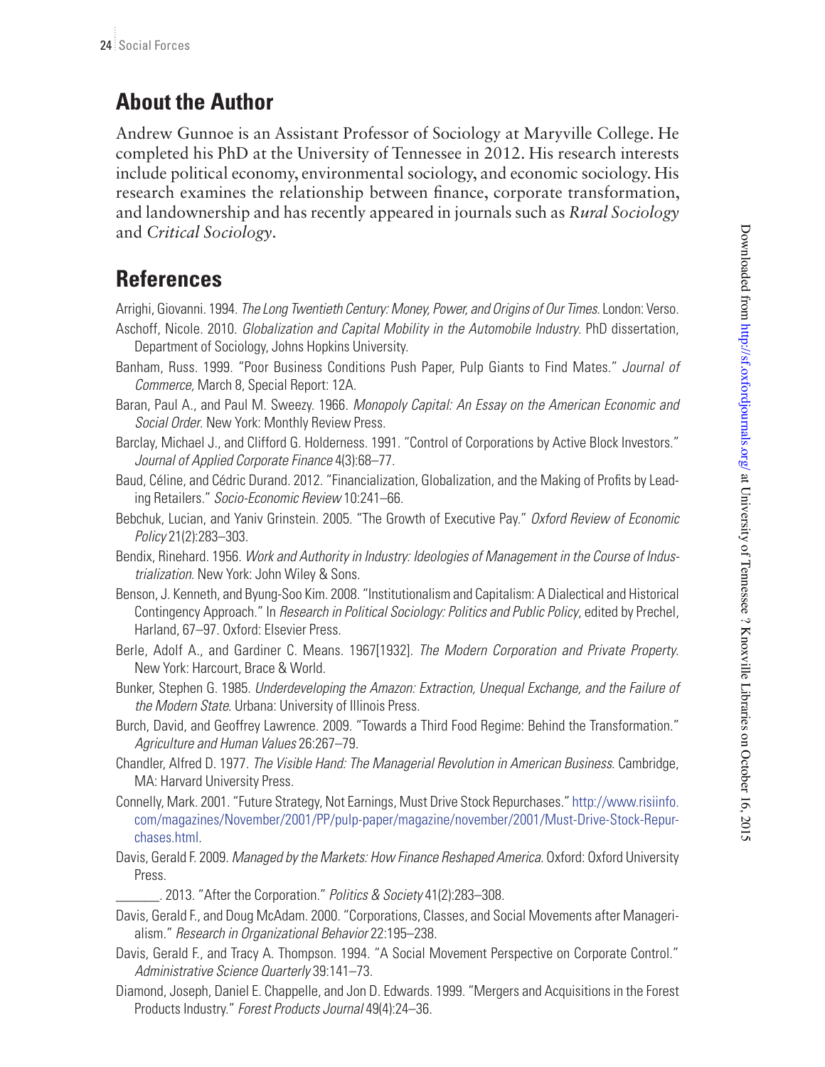## About the Author

Andrew Gunnoe is an Assistant Professor of Sociology at Maryville College. He completed his PhD at the University of Tennessee in 2012. His research interests include political economy, environmental sociology, and economic sociology. His research examines the relationship between finance, corporate transformation, and landownership and has recently appeared in journals such as *Rural Sociology* and *Critical Sociology*.

## References

Arrighi, Giovanni. 1994. *The Long Twentieth Century: Money, Power, and Origins of Our Times*. London: Verso.

Aschoff, Nicole. 2010. *Globalization and Capital Mobility in the Automobile Industry*. PhD dissertation, Department of Sociology, Johns Hopkins University.

Banham, Russ. 1999. "Poor Business Conditions Push Paper, Pulp Giants to Find Mates." *Journal of Commerce*, March 8, Special Report: 12A.

Baran, Paul A., and Paul M. Sweezy. 1966. *Monopoly Capital: An Essay on the American Economic and Social Order*. New York: Monthly Review Press.

Barclay, Michael J., and Clifford G. Holderness. 1991. "Control of Corporations by Active Block Investors." *Journal of Applied Corporate Finance* 4(3):68–77.

Baud, Céline, and Cédric Durand. 2012. "Financialization, Globalization, and the Making of Profits by Leading Retailers." *Socio-Economic Review* 10:241–66.

Bebchuk, Lucian, and Yaniv Grinstein. 2005. "The Growth of Executive Pay." *Oxford Review of Economic Policy* 21(2):283–303.

Bendix, Rinehard. 1956. *Work and Authority in Industry: Ideologies of Management in the Course of Industrialization*. New York: John Wiley & Sons.

Benson, J. Kenneth, and Byung-Soo Kim. 2008. "Institutionalism and Capitalism: A Dialectical and Historical Contingency Approach." In *Research in Political Sociology: Politics and Public Policy*, edited by Prechel, Harland, 67–97. Oxford: Elsevier Press.

Berle, Adolf A., and Gardiner C. Means. 1967[1932]. *The Modern Corporation and Private Property*. New York: Harcourt, Brace & World.

Bunker, Stephen G. 1985. *Underdeveloping the Amazon: Extraction, Unequal Exchange, and the Failure of the Modern State*. Urbana: University of Illinois Press.

Burch, David, and Geoffrey Lawrence. 2009. "Towards a Third Food Regime: Behind the Transformation." *Agriculture and Human Values* 26:267–79.

Chandler, Alfred D. 1977. *The Visible Hand: The Managerial Revolution in American Business*. Cambridge, MA: Harvard University Press.

Connelly, Mark. 2001. "Future Strategy, Not Earnings, Must Drive Stock Repurchases." http://www.risiinfo.com/magazines/November/2001/PP/pulp-paper/magazine/november/2001/Must-Drive-Stock-Repurchases.html.

Davis, Gerald F. 2009. *Managed by the Markets: How Finance Reshaped America*. Oxford: Oxford University Press.

\_\_\_\_\_\_. 2013. "After the Corporation." *Politics & Society* 41(2):283–308.

Davis, Gerald F., and Doug McAdam. 2000. "Corporations, Classes, and Social Movements after Managerialism." *Research in Organizational Behavior* 22:195–238.

Davis, Gerald F., and Tracy A. Thompson. 1994. "A Social Movement Perspective on Corporate Control." *Administrative Science Quarterly* 39:141–73.

Diamond, Joseph, Daniel E. Chappelle, and Jon D. Edwards. 1999. "Mergers and Acquisitions in the Forest Products Industry." *Forest Products Journal* 49(4):24–36.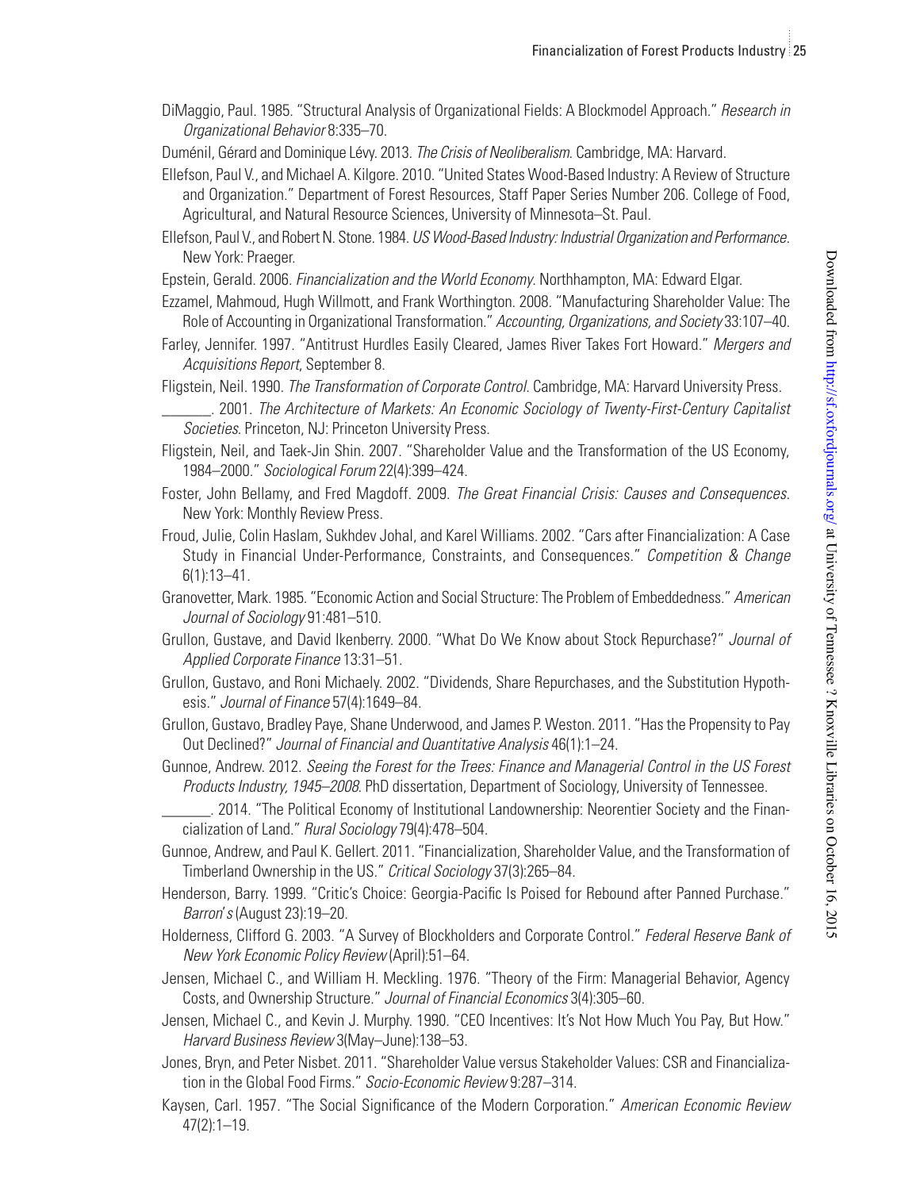DiMaggio, Paul. 1985. "Structural Analysis of Organizational Fields: A Blockmodel Approach." *Research in Organizational Behavior* 8:335–70.

Duménil, Gérard and Dominique Lévy. 2013. *The Crisis of Neoliberalism*. Cambridge, MA: Harvard.

Ellefson, Paul V., and Michael A. Kilgore. 2010. "United States Wood-Based Industry: A Review of Structure and Organization." Department of Forest Resources, Staff Paper Series Number 206. College of Food, Agricultural, and Natural Resource Sciences, University of Minnesota–St. Paul.

Ellefson, Paul V., and Robert N. Stone. 1984. *US Wood-Based Industry: Industrial Organization and Performance*. New York: Praeger.

Epstein, Gerald. 2006. *Financialization and the World Economy*. Northhampton, MA: Edward Elgar.

Ezzamel, Mahmoud, Hugh Willmott, and Frank Worthington. 2008. "Manufacturing Shareholder Value: The Role of Accounting in Organizational Transformation." *Accounting, Organizations, and Society* 33:107–40.

Farley, Jennifer. 1997. "Antitrust Hurdles Easily Cleared, James River Takes Fort Howard." *Mergers and Acquisitions Report*, September 8.

Fligstein, Neil. 1990. *The Transformation of Corporate Control*. Cambridge, MA: Harvard University Press.

\_\_\_\_\_\_\_. 2001. *The Architecture of Markets: An Economic Sociology of Twenty-First-Century Capitalist Societies*. Princeton, NJ: Princeton University Press.

Fligstein, Neil, and Taek-Jin Shin. 2007. "Shareholder Value and the Transformation of the US Economy, 1984–2000." *Sociological Forum* 22(4):399–424.

Foster, John Bellamy, and Fred Magdoff. 2009. *The Great Financial Crisis: Causes and Consequences*. New York: Monthly Review Press.

Froud, Julie, Colin Haslam, Sukhdev Johal, and Karel Williams. 2002. "Cars after Financialization: A Case Study in Financial Under-Performance, Constraints, and Consequences." *Competition & Change* 6(1):13–41.

Granovetter, Mark. 1985. "Economic Action and Social Structure: The Problem of Embeddedness." *American Journal of Sociology* 91:481–510.

Grullon, Gustave, and David Ikenberry. 2000. "What Do We Know about Stock Repurchase?" *Journal of Applied Corporate Finance* 13:31–51.

Grullon, Gustavo, and Roni Michaely. 2002. "Dividends, Share Repurchases, and the Substitution Hypothesis." *Journal of Finance* 57(4):1649–84.

Grullon, Gustavo, Bradley Paye, Shane Underwood, and James P. Weston. 2011. "Has the Propensity to Pay Out Declined?" *Journal of Financial and Quantitative Analysis* 46(1):1–24.

Gunnoe, Andrew. 2012. *Seeing the Forest for the Trees: Finance and Managerial Control in the US Forest Products Industry, 1945–2008*. PhD dissertation, Department of Sociology, University of Tennessee.

\_\_\_\_\_\_\_. 2014. "The Political Economy of Institutional Landownership: Neorentier Society and the Financialization of Land." *Rural Sociology* 79(4):478–504.

Gunnoe, Andrew, and Paul K. Gellert. 2011. "Financialization, Shareholder Value, and the Transformation of Timberland Ownership in the US." *Critical Sociology* 37(3):265–84.

Henderson, Barry. 1999. "Critic's Choice: Georgia-Pacific Is Poised for Rebound after Panned Purchase." *Barron*'*s* (August 23):19–20.

Holderness, Clifford G. 2003. "A Survey of Blockholders and Corporate Control." *Federal Reserve Bank of New York Economic Policy Review* (April):51–64.

Jensen, Michael C., and William H. Meckling. 1976. "Theory of the Firm: Managerial Behavior, Agency Costs, and Ownership Structure." *Journal of Financial Economics* 3(4):305–60.

Jensen, Michael C., and Kevin J. Murphy. 1990. "CEO Incentives: It's Not How Much You Pay, But How." *Harvard Business Review* 3(May–June):138–53.

Jones, Bryn, and Peter Nisbet. 2011. "Shareholder Value versus Stakeholder Values: CSR and Financialization in the Global Food Firms." *Socio-Economic Review* 9:287–314.

Kaysen, Carl. 1957. "The Social Significance of the Modern Corporation." *American Economic Review* 47(2):1–19.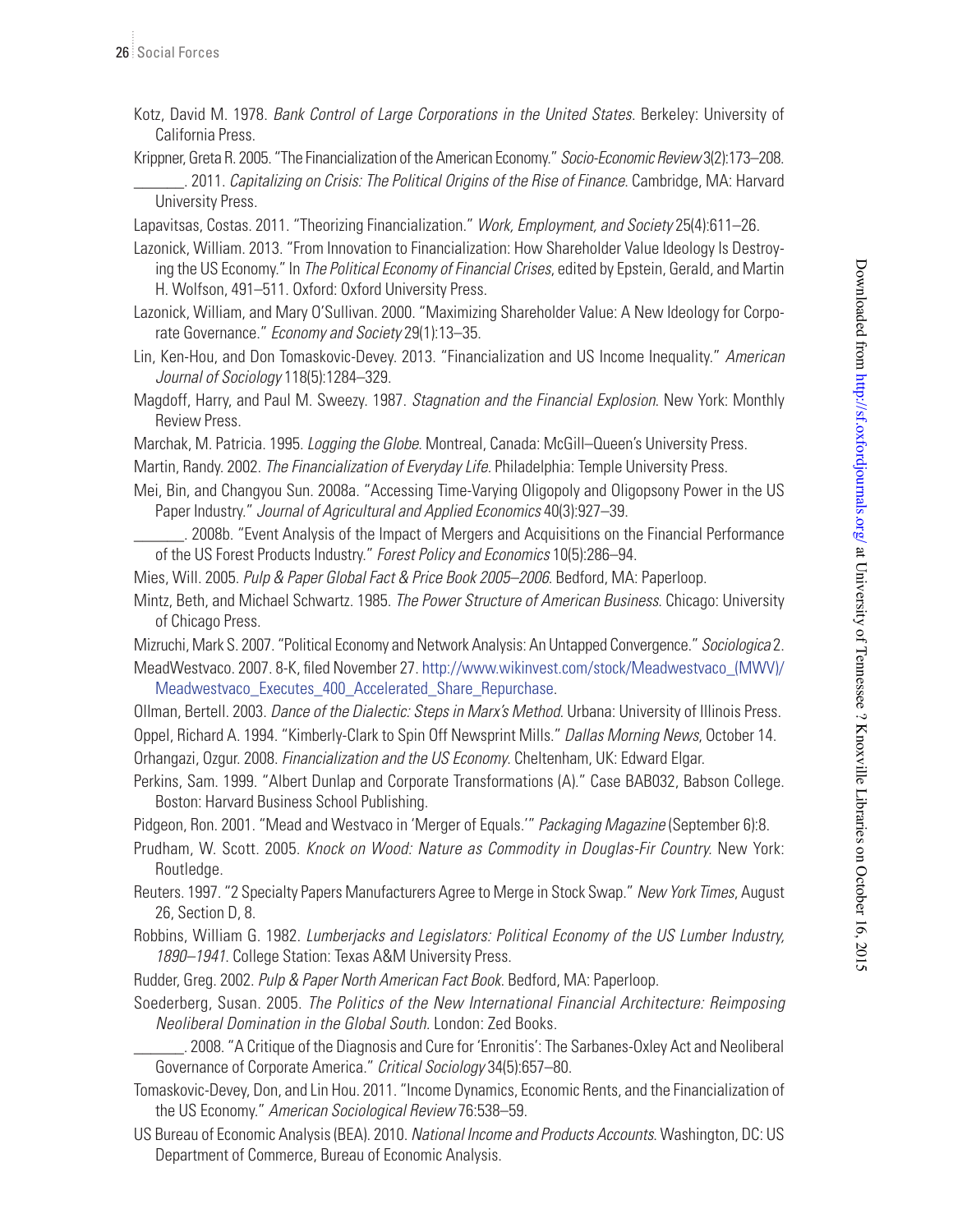Kotz, David M. 1978. *Bank Control of Large Corporations in the United States*. Berkeley: University of California Press.

Krippner, Greta R. 2005. "The Financialization of the American Economy." *Socio-Economic Review* 3(2):173–208.

_______. 2011. *Capitalizing on Crisis: The Political Origins of the Rise of Finance*. Cambridge, MA: Harvard University Press.

Lapavitsas, Costas. 2011. "Theorizing Financialization." *Work, Employment, and Society* 25(4):611–26.

Lazonick, William. 2013. "From Innovation to Financialization: How Shareholder Value Ideology Is Destroying the US Economy." In *The Political Economy of Financial Crises*, edited by Epstein, Gerald, and Martin H. Wolfson, 491–511. Oxford: Oxford University Press.

Lazonick, William, and Mary O'Sullivan. 2000. "Maximizing Shareholder Value: A New Ideology for Corporate Governance." *Economy and Society* 29(1):13–35.

Lin, Ken-Hou, and Don Tomaskovic-Devey. 2013. "Financialization and US Income Inequality." *American Journal of Sociology* 118(5):1284–329.

Magdoff, Harry, and Paul M. Sweezy. 1987. *Stagnation and the Financial Explosion*. New York: Monthly Review Press.

Marchak, M. Patricia. 1995. *Logging the Globe*. Montreal, Canada: McGill–Queen's University Press.

Martin, Randy. 2002. *The Financialization of Everyday Life*. Philadelphia: Temple University Press.

Mei, Bin, and Changyou Sun. 2008a. "Accessing Time-Varying Oligopoly and Oligopsony Power in the US Paper Industry." *Journal of Agricultural and Applied Economics* 40(3):927–39.

_______. 2008b. "Event Analysis of the Impact of Mergers and Acquisitions on the Financial Performance of the US Forest Products Industry." *Forest Policy and Economics* 10(5):286–94.

Mies, Will. 2005. *Pulp & Paper Global Fact & Price Book 2005–2006*. Bedford, MA: Paperloop.

Mintz, Beth, and Michael Schwartz. 1985. *The Power Structure of American Business*. Chicago: University of Chicago Press.

Mizruchi, Mark S. 2007. "Political Economy and Network Analysis: An Untapped Convergence." *Sociologica* 2.

MeadWestvaco. 2007. 8-K, filed November 27. http://www.wikinvest.com/stock/Meadwestvaco_(MWV)/Meadwestvaco_Executes_400_Accelerated_Share_Repurchase.

Ollman, Bertell. 2003. *Dance of the Dialectic: Steps in Marx's Method*. Urbana: University of Illinois Press.

Oppel, Richard A. 1994. "Kimberly-Clark to Spin Off Newsprint Mills." *Dallas Morning News*, October 14.

Orhangazi, Ozgur. 2008. *Financialization and the US Economy*. Cheltenham, UK: Edward Elgar.

Perkins, Sam. 1999. "Albert Dunlap and Corporate Transformations (A)." Case BAB032, Babson College. Boston: Harvard Business School Publishing.

Pidgeon, Ron. 2001. "Mead and Westvaco in 'Merger of Equals.'" *Packaging Magazine* (September 6):8.

Prudham, W. Scott. 2005. *Knock on Wood: Nature as Commodity in Douglas-Fir Country*. New York: Routledge.

Reuters. 1997. "2 Specialty Papers Manufacturers Agree to Merge in Stock Swap." *New York Times*, August 26, Section D, 8.

Robbins, William G. 1982. *Lumberjacks and Legislators: Political Economy of the US Lumber Industry, 1890–1941*. College Station: Texas A&M University Press.

Rudder, Greg. 2002. *Pulp & Paper North American Fact Book*. Bedford, MA: Paperloop.

Soederberg, Susan. 2005. *The Politics of the New International Financial Architecture: Reimposing Neoliberal Domination in the Global South*. London: Zed Books.

_______. 2008. "A Critique of the Diagnosis and Cure for 'Enronitis': The Sarbanes-Oxley Act and Neoliberal Governance of Corporate America." *Critical Sociology* 34(5):657–80.

Tomaskovic-Devey, Don, and Lin Hou. 2011. "Income Dynamics, Economic Rents, and the Financialization of the US Economy." *American Sociological Review* 76:538–59.

US Bureau of Economic Analysis (BEA). 2010. *National Income and Products Accounts*. Washington, DC: US Department of Commerce, Bureau of Economic Analysis.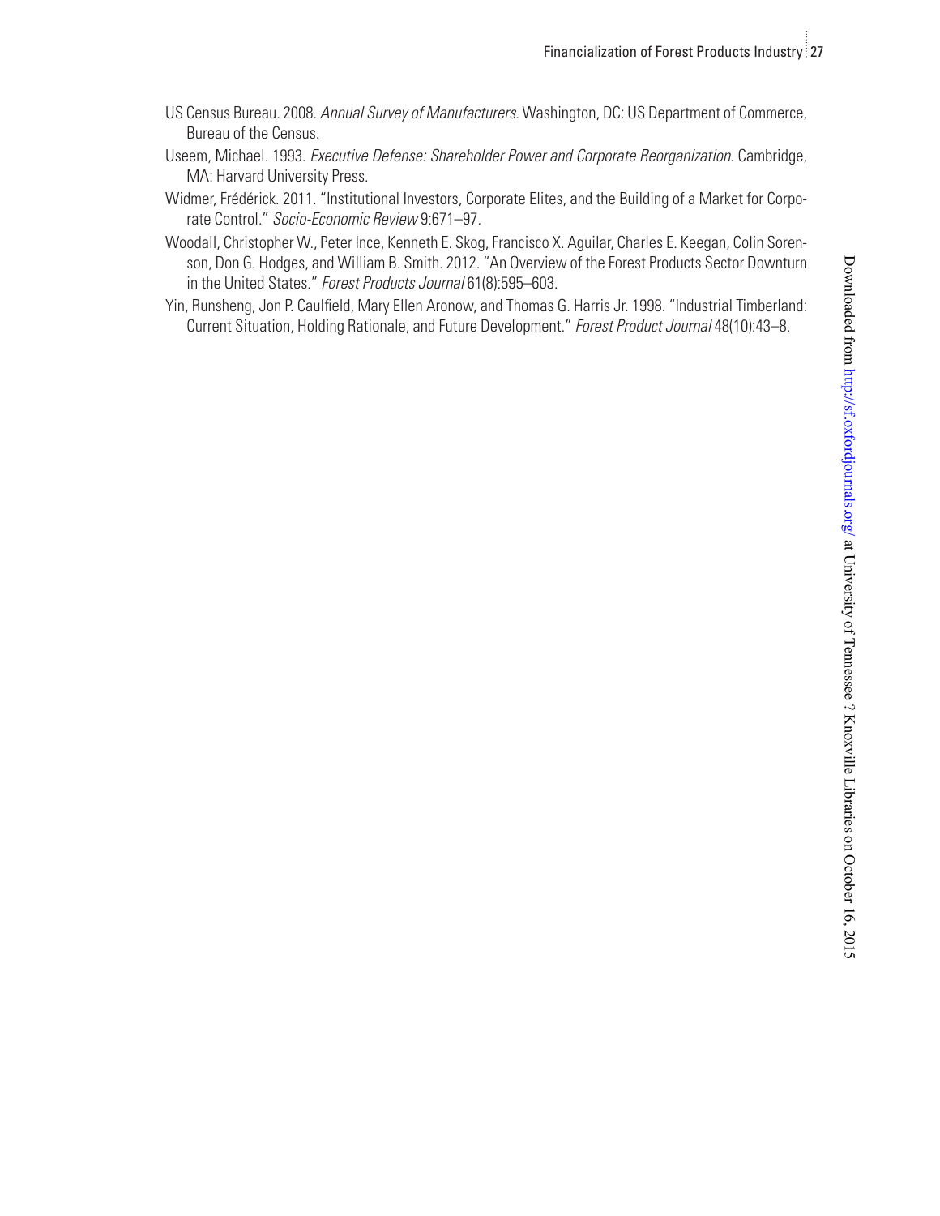US Census Bureau. 2008. *Annual Survey of Manufacturers*. Washington, DC: US Department of Commerce, Bureau of the Census.

Useem, Michael. 1993. *Executive Defense: Shareholder Power and Corporate Reorganization*. Cambridge, MA: Harvard University Press.

Widmer, Frédérick. 2011. "Institutional Investors, Corporate Elites, and the Building of a Market for Corporate Control." *Socio-Economic Review* 9:671–97.

Woodall, Christopher W., Peter Ince, Kenneth E. Skog, Francisco X. Aguilar, Charles E. Keegan, Colin Sorenson, Don G. Hodges, and William B. Smith. 2012. "An Overview of the Forest Products Sector Downturn in the United States." *Forest Products Journal* 61(8):595–603.

Yin, Runsheng, Jon P. Caulfield, Mary Ellen Aronow, and Thomas G. Harris Jr. 1998. "Industrial Timberland: Current Situation, Holding Rationale, and Future Development." *Forest Product Journal* 48(10):43–8.